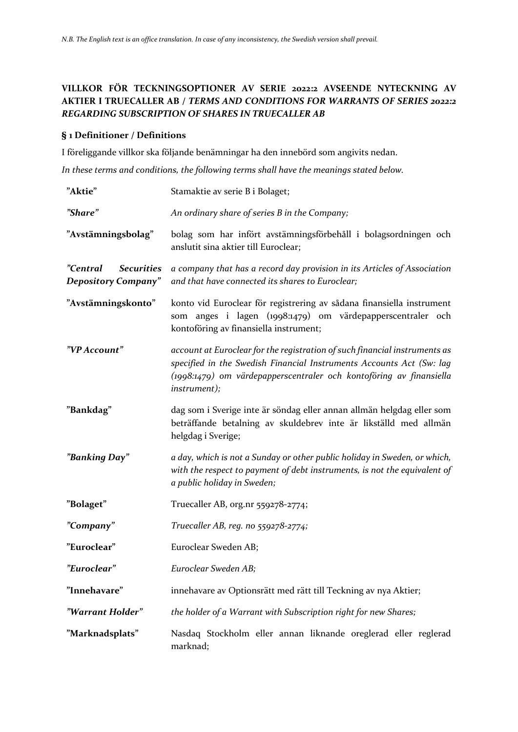*N.B. The English text is an office translation. In case of any inconsistency, the Swedish version shall prevail.*

# VILLKOR FÖR TECKNINGSOPTIONER AV SERIE 2022:2 AVSEENDE NYTECKNING AV AKTIER I TRUECALLER AB / *TERMS AND CONDITIONS FOR WARRANTS OF SERIES 2022:2 REGARDING SUBSCRIPTION OF SHARES IN TRUECALLER AB*

## § 1 Definitioner / Definitions

I föreliggande villkor ska följande benämningar ha den innebörd som angivits nedan.

*In these terms and conditions, the following terms shall have the meanings stated below.*

| | |
|---|---|
| **"Aktie"** | Stamaktie av serie B i Bolaget; |
| ***"Share"*** | *An ordinary share of series B in the Company;* |
| **"Avstämningsbolag"** | bolag som har infört avstämningsförbehåll i bolagsordningen och anslutit sina aktier till Euroclear; |
| ***"Central Securities Depository Company"*** | *a company that has a record day provision in its Articles of Association and that have connected its shares to Euroclear;* |
| **"Avstämningskonto"** | konto vid Euroclear för registrering av sådana finansiella instrument som anges i lagen (1998:1479) om värdepapperscentraler och kontoföring av finansiella instrument; |
| ***"VP Account"*** | *account at Euroclear for the registration of such financial instruments as specified in the Swedish Financial Instruments Accounts Act (Sw: lag (1998:1479) om värdepapperscentraler och kontoföring av finansiella instrument);* |
| **"Bankdag"** | dag som i Sverige inte är söndag eller annan allmän helgdag eller som beträffande betalning av skuldebrev inte är likställd med allmän helgdag i Sverige; |
| ***"Banking Day"*** | *a day, which is not a Sunday or other public holiday in Sweden, or which, with the respect to payment of debt instruments, is not the equivalent of a public holiday in Sweden;* |
| **"Bolaget"** | Truecaller AB, org.nr 559278-2774; |
| ***"Company"*** | *Truecaller AB, reg. no 559278-2774;* |
| **"Euroclear"** | Euroclear Sweden AB; |
| ***"Euroclear"*** | *Euroclear Sweden AB;* |
| **"Innehavare"** | innehavare av Optionsrätt med rätt till Teckning av nya Aktier; |
| ***"Warrant Holder"*** | *the holder of a Warrant with Subscription right for new Shares;* |
| **"Marknadsplats"** | Nasdaq Stockholm eller annan liknande oreglerad eller reglerad marknad; |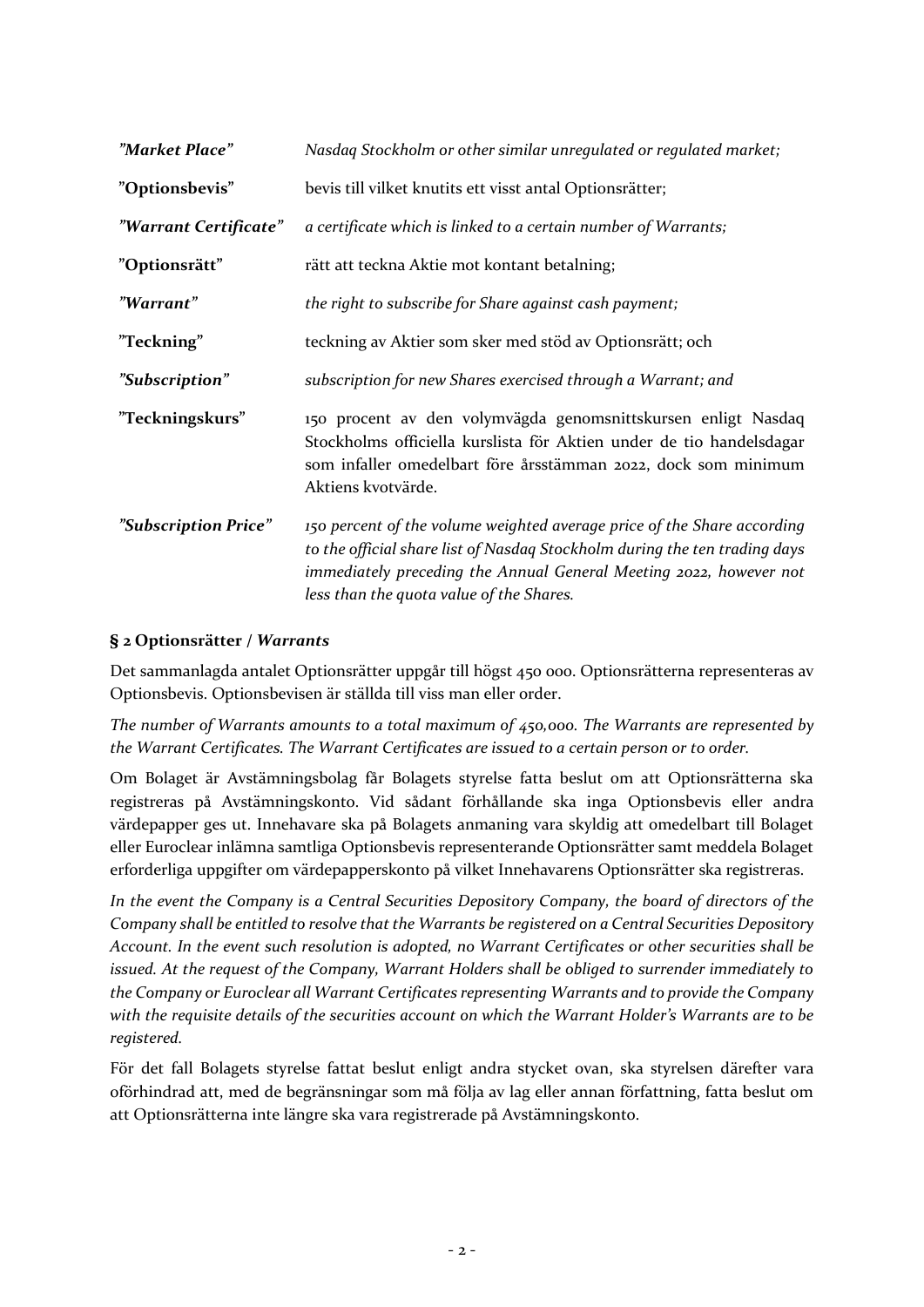| | |
|---|---|
| *"Market Place"* | *Nasdaq Stockholm or other similar unregulated or regulated market;* |
| **"Optionsbevis"** | bevis till vilket knutits ett visst antal Optionsrätter; |
| ***"Warrant Certificate"*** | *a certificate which is linked to a certain number of Warrants;* |
| **"Optionsrätt"** | rätt att teckna Aktie mot kontant betalning; |
| ***"Warrant"*** | *the right to subscribe for Share against cash payment;* |
| **"Teckning"** | teckning av Aktier som sker med stöd av Optionsrätt; och |
| ***"Subscription"*** | *subscription for new Shares exercised through a Warrant; and* |
| **"Teckningskurs"** | 150 procent av den volymvägda genomsnittskursen enligt Nasdaq Stockholms officiella kurslista för Aktien under de tio handelsdagar som infaller omedelbart före årsstämman 2022, dock som minimum Aktiens kvotvärde. |
| ***"Subscription Price"*** | *150 percent of the volume weighted average price of the Share according to the official share list of Nasdaq Stockholm during the ten trading days immediately preceding the Annual General Meeting 2022, however not less than the quota value of the Shares.* |

### § 2 Optionsrätter / *Warrants*

Det sammanlagda antalet Optionsrätter uppgår till högst 450 000. Optionsrätterna representeras av Optionsbevis. Optionsbevisen är ställda till viss man eller order.

*The number of Warrants amounts to a total maximum of 450,000. The Warrants are represented by the Warrant Certificates. The Warrant Certificates are issued to a certain person or to order.*

Om Bolaget är Avstämningsbolag får Bolagets styrelse fatta beslut om att Optionsrätterna ska registreras på Avstämningskonto. Vid sådant förhållande ska inga Optionsbevis eller andra värdepapper ges ut. Innehavare ska på Bolagets anmaning vara skyldig att omedelbart till Bolaget eller Euroclear inlämna samtliga Optionsbevis representerande Optionsrätter samt meddela Bolaget erforderliga uppgifter om värdepapperskonto på vilket Innehavarens Optionsrätter ska registreras.

*In the event the Company is a Central Securities Depository Company, the board of directors of the Company shall be entitled to resolve that the Warrants be registered on a Central Securities Depository Account. In the event such resolution is adopted, no Warrant Certificates or other securities shall be issued. At the request of the Company, Warrant Holders shall be obliged to surrender immediately to the Company or Euroclear all Warrant Certificates representing Warrants and to provide the Company with the requisite details of the securities account on which the Warrant Holder's Warrants are to be registered.*

För det fall Bolagets styrelse fattat beslut enligt andra stycket ovan, ska styrelsen därefter vara oförhindrad att, med de begränsningar som må följa av lag eller annan författning, fatta beslut om att Optionsrätterna inte längre ska vara registrerade på Avstämningskonto.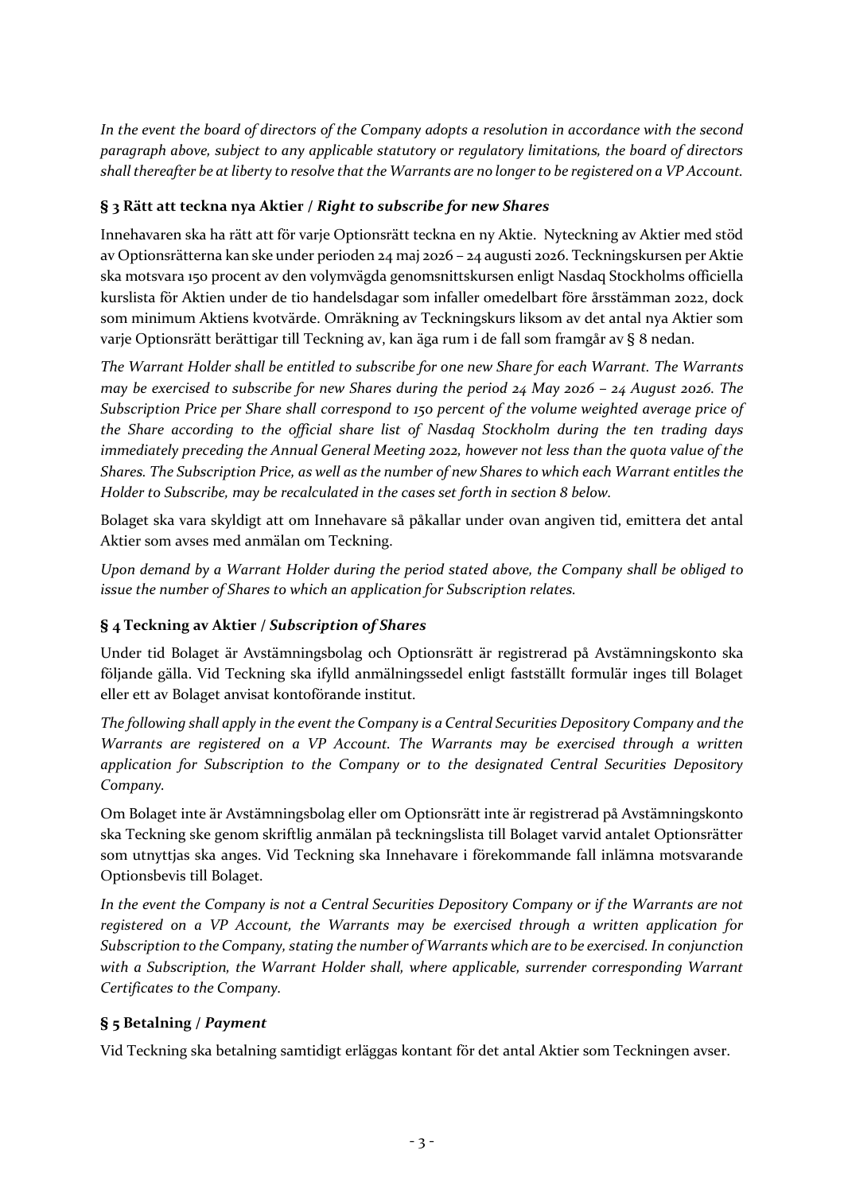*In the event the board of directors of the Company adopts a resolution in accordance with the second paragraph above, subject to any applicable statutory or regulatory limitations, the board of directors shall thereafter be at liberty to resolve that the Warrants are no longer to be registered on a VP Account.*

### § 3 Rätt att teckna nya Aktier / *Right to subscribe for new Shares*

Innehavaren ska ha rätt att för varje Optionsrätt teckna en ny Aktie. Nyteckning av Aktier med stöd av Optionsrätterna kan ske under perioden 24 maj 2026 – 24 augusti 2026. Teckningskursen per Aktie ska motsvara 150 procent av den volymvägda genomsnittskursen enligt Nasdaq Stockholms officiella kurslista för Aktien under de tio handelsdagar som infaller omedelbart före årsstämman 2022, dock som minimum Aktiens kvotvärde. Omräkning av Teckningskurs liksom av det antal nya Aktier som varje Optionsrätt berättigar till Teckning av, kan äga rum i de fall som framgår av § 8 nedan.

*The Warrant Holder shall be entitled to subscribe for one new Share for each Warrant. The Warrants may be exercised to subscribe for new Shares during the period 24 May 2026 – 24 August 2026. The Subscription Price per Share shall correspond to 150 percent of the volume weighted average price of the Share according to the official share list of Nasdaq Stockholm during the ten trading days immediately preceding the Annual General Meeting 2022, however not less than the quota value of the Shares. The Subscription Price, as well as the number of new Shares to which each Warrant entitles the Holder to Subscribe, may be recalculated in the cases set forth in section 8 below.*

Bolaget ska vara skyldigt att om Innehavare så påkallar under ovan angiven tid, emittera det antal Aktier som avses med anmälan om Teckning.

*Upon demand by a Warrant Holder during the period stated above, the Company shall be obliged to issue the number of Shares to which an application for Subscription relates.*

### § 4 Teckning av Aktier / *Subscription of Shares*

Under tid Bolaget är Avstämningsbolag och Optionsrätt är registrerad på Avstämningskonto ska följande gälla. Vid Teckning ska ifylld anmälningssedel enligt fastställt formulär inges till Bolaget eller ett av Bolaget anvisat kontoförande institut.

*The following shall apply in the event the Company is a Central Securities Depository Company and the Warrants are registered on a VP Account. The Warrants may be exercised through a written application for Subscription to the Company or to the designated Central Securities Depository Company.*

Om Bolaget inte är Avstämningsbolag eller om Optionsrätt inte är registrerad på Avstämningskonto ska Teckning ske genom skriftlig anmälan på teckningslista till Bolaget varvid antalet Optionsrätter som utnyttjas ska anges. Vid Teckning ska Innehavare i förekommande fall inlämna motsvarande Optionsbevis till Bolaget.

*In the event the Company is not a Central Securities Depository Company or if the Warrants are not registered on a VP Account, the Warrants may be exercised through a written application for Subscription to the Company, stating the number of Warrants which are to be exercised. In conjunction with a Subscription, the Warrant Holder shall, where applicable, surrender corresponding Warrant Certificates to the Company.*

### § 5 Betalning / *Payment*

Vid Teckning ska betalning samtidigt erläggas kontant för det antal Aktier som Teckningen avser.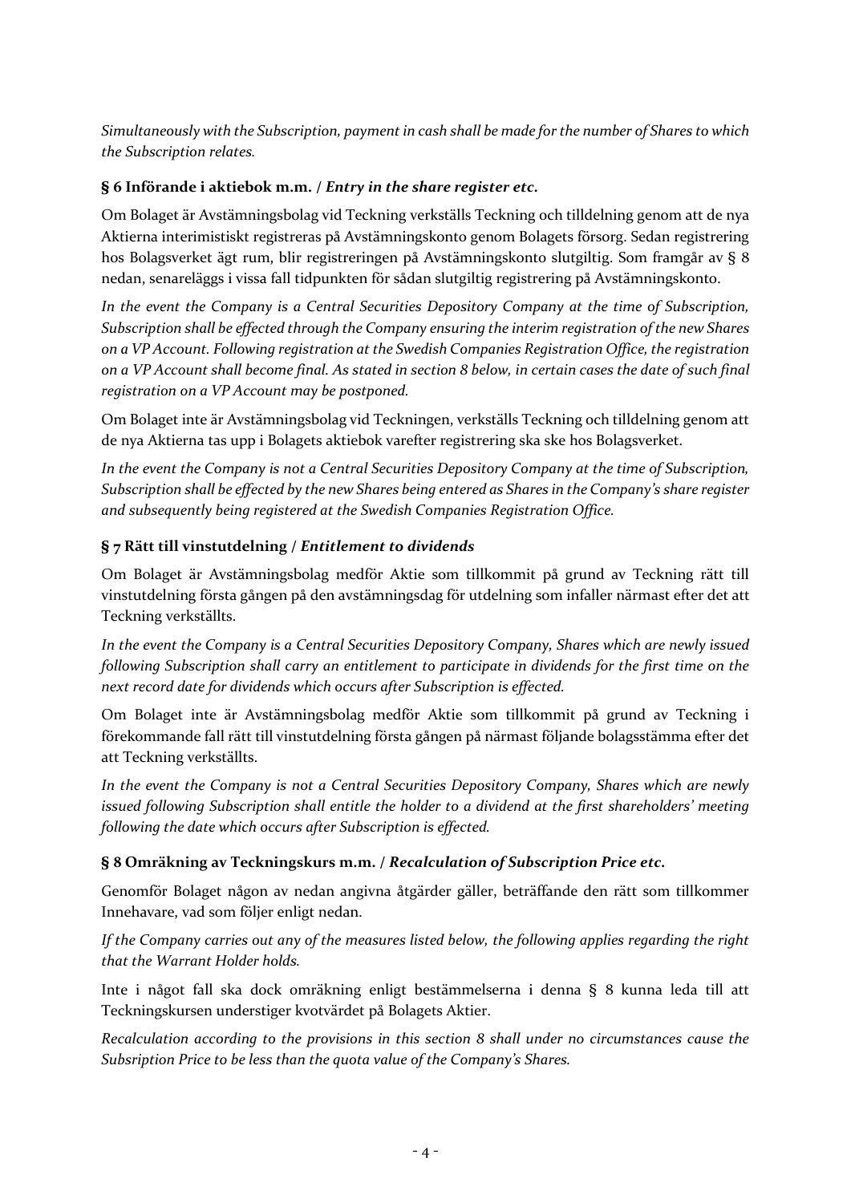*Simultaneously with the Subscription, payment in cash shall be made for the number of Shares to which the Subscription relates.*

### § 6 Införande i aktiebok m.m. / *Entry in the share register etc.*

Om Bolaget är Avstämningsbolag vid Teckning verkställs Teckning och tilldelning genom att de nya Aktierna interimistiskt registreras på Avstämningskonto genom Bolagets försorg. Sedan registrering hos Bolagsverket ägt rum, blir registreringen på Avstämningskonto slutgiltig. Som framgår av § 8 nedan, senareläggs i vissa fall tidpunkten för sådan slutgiltig registrering på Avstämningskonto.

*In the event the Company is a Central Securities Depository Company at the time of Subscription, Subscription shall be effected through the Company ensuring the interim registration of the new Shares on a VP Account. Following registration at the Swedish Companies Registration Office, the registration on a VP Account shall become final. As stated in section 8 below, in certain cases the date of such final registration on a VP Account may be postponed.*

Om Bolaget inte är Avstämningsbolag vid Teckningen, verkställs Teckning och tilldelning genom att de nya Aktierna tas upp i Bolagets aktiebok varefter registrering ska ske hos Bolagsverket.

*In the event the Company is not a Central Securities Depository Company at the time of Subscription, Subscription shall be effected by the new Shares being entered as Shares in the Company's share register and subsequently being registered at the Swedish Companies Registration Office.*

### § 7 Rätt till vinstutdelning / *Entitlement to dividends*

Om Bolaget är Avstämningsbolag medför Aktie som tillkommit på grund av Teckning rätt till vinstutdelning första gången på den avstämningsdag för utdelning som infaller närmast efter det att Teckning verkställts.

*In the event the Company is a Central Securities Depository Company, Shares which are newly issued following Subscription shall carry an entitlement to participate in dividends for the first time on the next record date for dividends which occurs after Subscription is effected.*

Om Bolaget inte är Avstämningsbolag medför Aktie som tillkommit på grund av Teckning i förekommande fall rätt till vinstutdelning första gången på närmast följande bolagsstämma efter det att Teckning verkställts.

*In the event the Company is not a Central Securities Depository Company, Shares which are newly issued following Subscription shall entitle the holder to a dividend at the first shareholders' meeting following the date which occurs after Subscription is effected.*

### § 8 Omräkning av Teckningskurs m.m. / *Recalculation of Subscription Price etc.*

Genomför Bolaget någon av nedan angivna åtgärder gäller, beträffande den rätt som tillkommer Innehavare, vad som följer enligt nedan.

*If the Company carries out any of the measures listed below, the following applies regarding the right that the Warrant Holder holds.*

Inte i något fall ska dock omräkning enligt bestämmelserna i denna § 8 kunna leda till att Teckningskursen understiger kvotvärdet på Bolagets Aktier.

*Recalculation according to the provisions in this section 8 shall under no circumstances cause the Subsription Price to be less than the quota value of the Company's Shares.*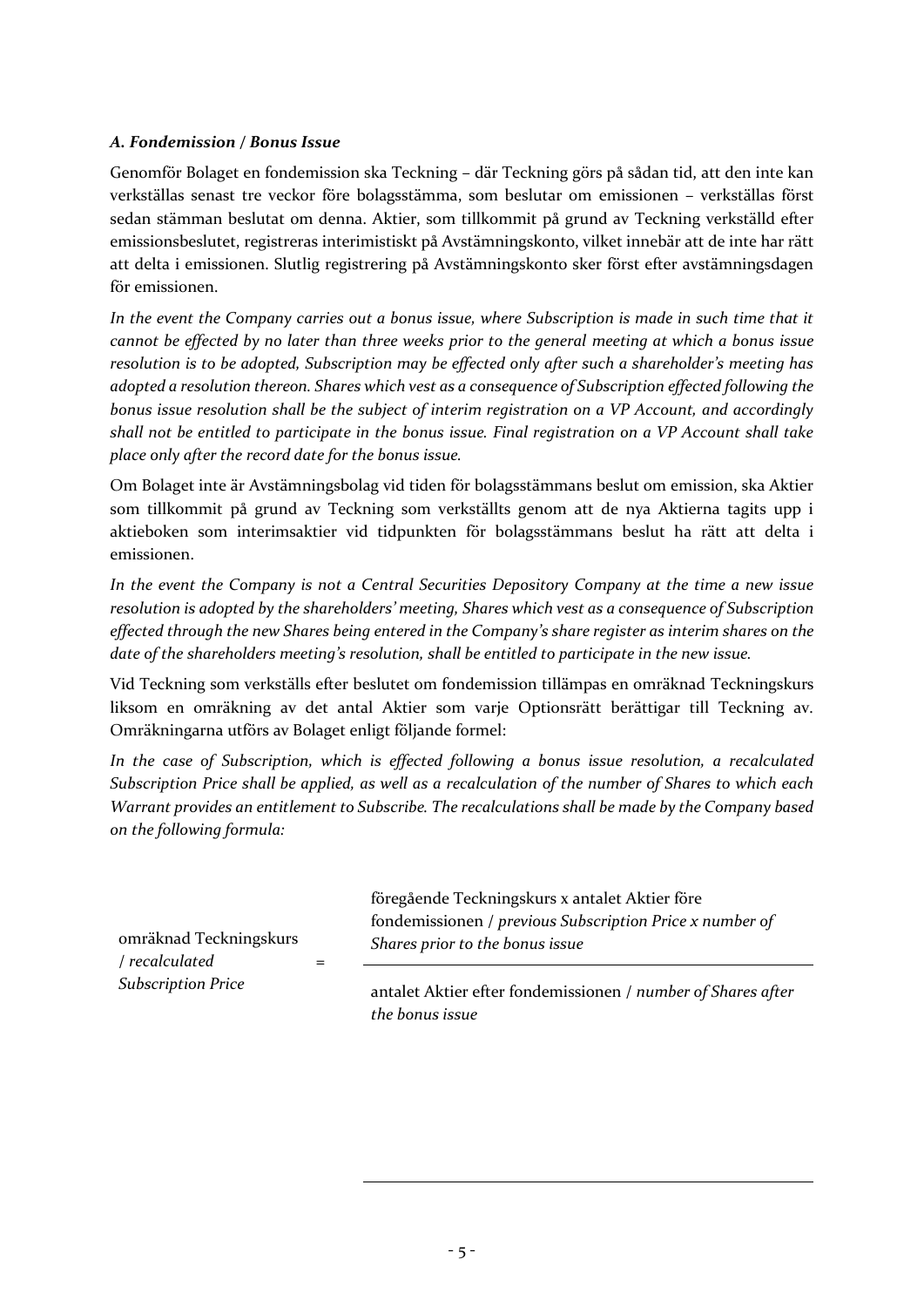### *A. Fondemission / Bonus Issue*

Genomför Bolaget en fondemission ska Teckning – där Teckning görs på sådan tid, att den inte kan verkställas senast tre veckor före bolagsstämma, som beslutar om emissionen – verkställas först sedan stämman beslutat om denna. Aktier, som tillkommit på grund av Teckning verkställd efter emissionsbeslutet, registreras interimistiskt på Avstämningskonto, vilket innebär att de inte har rätt att delta i emissionen. Slutlig registrering på Avstämningskonto sker först efter avstämningsdagen för emissionen.

*In the event the Company carries out a bonus issue, where Subscription is made in such time that it cannot be effected by no later than three weeks prior to the general meeting at which a bonus issue resolution is to be adopted, Subscription may be effected only after such a shareholder's meeting has adopted a resolution thereon. Shares which vest as a consequence of Subscription effected following the bonus issue resolution shall be the subject of interim registration on a VP Account, and accordingly shall not be entitled to participate in the bonus issue. Final registration on a VP Account shall take place only after the record date for the bonus issue.*

Om Bolaget inte är Avstämningsbolag vid tiden för bolagsstämmans beslut om emission, ska Aktier som tillkommit på grund av Teckning som verkställts genom att de nya Aktierna tagits upp i aktieboken som interimsaktier vid tidpunkten för bolagsstämmans beslut ha rätt att delta i emissionen.

*In the event the Company is not a Central Securities Depository Company at the time a new issue resolution is adopted by the shareholders' meeting, Shares which vest as a consequence of Subscription effected through the new Shares being entered in the Company's share register as interim shares on the date of the shareholders meeting's resolution, shall be entitled to participate in the new issue.*

Vid Teckning som verkställs efter beslutet om fondemission tillämpas en omräknad Teckningskurs liksom en omräkning av det antal Aktier som varje Optionsrätt berättigar till Teckning av. Omräkningarna utförs av Bolaget enligt följande formel:

*In the case of Subscription, which is effected following a bonus issue resolution, a recalculated Subscription Price shall be applied, as well as a recalculation of the number of Shares to which each Warrant provides an entitlement to Subscribe. The recalculations shall be made by the Company based on the following formula:*

$$\text{omräknad Teckningskurs / \textit{recalculated Subscription Price}} = \frac{\text{föregående Teckningskurs x antalet Aktier före fondemissionen / \textit{previous Subscription Price x number of Shares prior to the bonus issue}}}{\text{antalet Aktier efter fondemissionen / \textit{number of Shares after the bonus issue}}}$$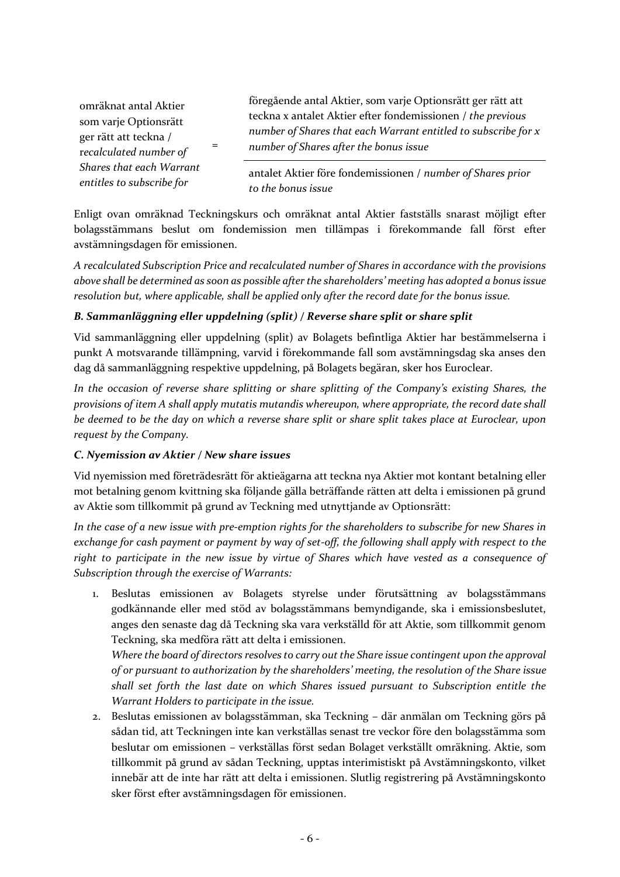$$\text{omräknat antal Aktier som varje Optionsrätt ger rätt att teckna / } \textit{recalculated number of Shares that each Warrant entitles to subscribe for} = \frac{\text{föregående antal Aktier, som varje Optionsrätt ger rätt att teckna x antalet Aktier efter fondemissionen / } \textit{the previous number of Shares that each Warrant entitled to subscribe for x number of Shares after the bonus issue}}{\text{antalet Aktier före fondemissionen / } \textit{number of Shares prior to the bonus issue}}$$

Enligt ovan omräknad Teckningskurs och omräknat antal Aktier fastställs snarast möjligt efter bolagsstämmans beslut om fondemission men tillämpas i förekommande fall först efter avstämningsdagen för emissionen.

*A recalculated Subscription Price and recalculated number of Shares in accordance with the provisions above shall be determined as soon as possible after the shareholders' meeting has adopted a bonus issue resolution but, where applicable, shall be applied only after the record date for the bonus issue.*

### *B. Sammanläggning eller uppdelning (split) / Reverse share split or share split*

Vid sammanläggning eller uppdelning (split) av Bolagets befintliga Aktier har bestämmelserna i punkt A motsvarande tillämpning, varvid i förekommande fall som avstämningsdag ska anses den dag då sammanläggning respektive uppdelning, på Bolagets begäran, sker hos Euroclear.

*In the occasion of reverse share splitting or share splitting of the Company's existing Shares, the provisions of item A shall apply mutatis mutandis whereupon, where appropriate, the record date shall be deemed to be the day on which a reverse share split or share split takes place at Euroclear, upon request by the Company.*

### *C. Nyemission av Aktier / New share issues*

Vid nyemission med företrädesrätt för aktieägarna att teckna nya Aktier mot kontant betalning eller mot betalning genom kvittning ska följande gälla beträffande rätten att delta i emissionen på grund av Aktie som tillkommit på grund av Teckning med utnyttjande av Optionsrätt:

*In the case of a new issue with pre-emption rights for the shareholders to subscribe for new Shares in exchange for cash payment or payment by way of set-off, the following shall apply with respect to the right to participate in the new issue by virtue of Shares which have vested as a consequence of Subscription through the exercise of Warrants:*

1. Beslutas emissionen av Bolagets styrelse under förutsättning av bolagsstämmans godkännande eller med stöd av bolagsstämmans bemyndigande, ska i emissionsbeslutet, anges den senaste dag då Teckning ska vara verkställd för att Aktie, som tillkommit genom Teckning, ska medföra rätt att delta i emissionen.
   *Where the board of directors resolves to carry out the Share issue contingent upon the approval of or pursuant to authorization by the shareholders' meeting, the resolution of the Share issue shall set forth the last date on which Shares issued pursuant to Subscription entitle the Warrant Holders to participate in the issue.*
2. Beslutas emissionen av bolagsstämman, ska Teckning – där anmälan om Teckning görs på sådan tid, att Teckningen inte kan verkställas senast tre veckor före den bolagsstämma som beslutar om emissionen – verkställas först sedan Bolaget verkställt omräkning. Aktie, som tillkommit på grund av sådan Teckning, upptas interimistiskt på Avstämningskonto, vilket innebär att de inte har rätt att delta i emissionen. Slutlig registrering på Avstämningskonto sker först efter avstämningsdagen för emissionen.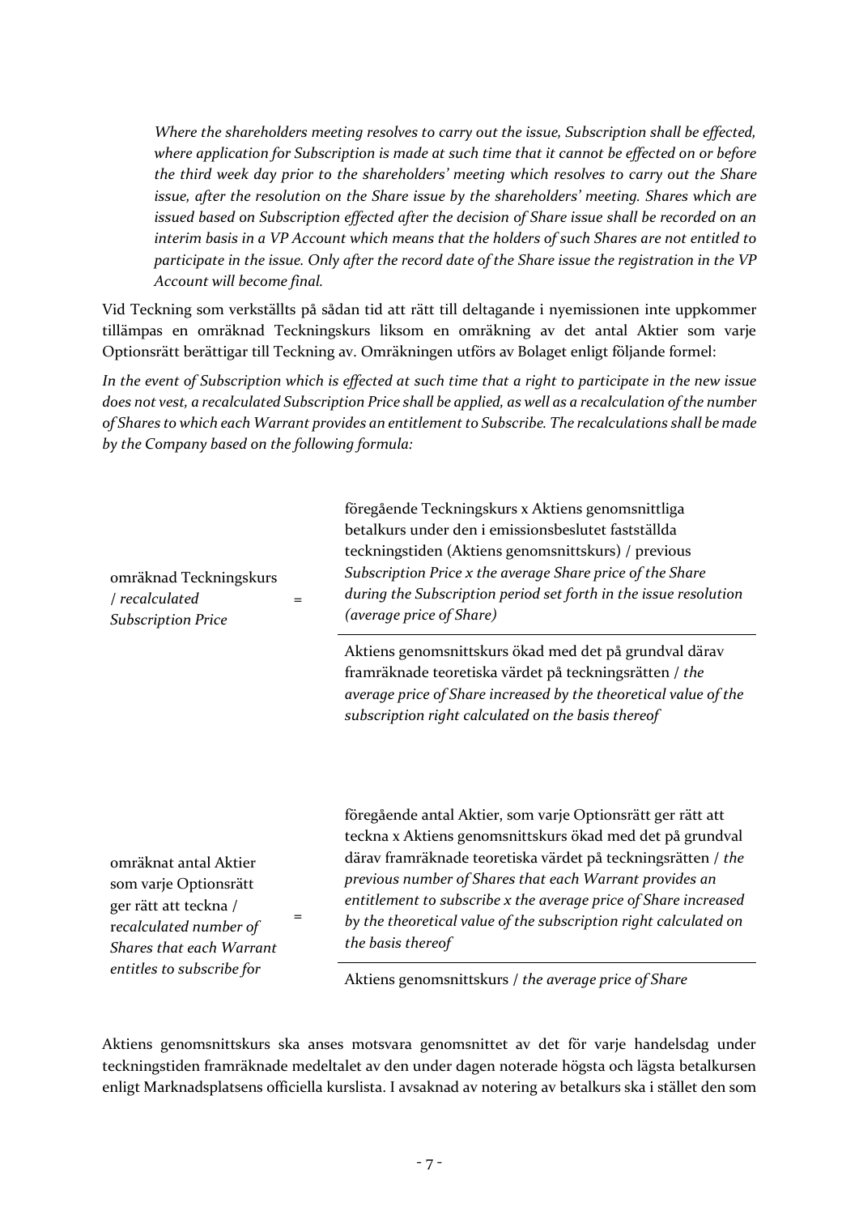*Where the shareholders meeting resolves to carry out the issue, Subscription shall be effected, where application for Subscription is made at such time that it cannot be effected on or before the third week day prior to the shareholders' meeting which resolves to carry out the Share issue, after the resolution on the Share issue by the shareholders' meeting. Shares which are issued based on Subscription effected after the decision of Share issue shall be recorded on an interim basis in a VP Account which means that the holders of such Shares are not entitled to participate in the issue. Only after the record date of the Share issue the registration in the VP Account will become final.*

Vid Teckning som verkställts på sådan tid att rätt till deltagande i nyemissionen inte uppkommer tillämpas en omräknad Teckningskurs liksom en omräkning av det antal Aktier som varje Optionsrätt berättigar till Teckning av. Omräkningen utförs av Bolaget enligt följande formel:

*In the event of Subscription which is effected at such time that a right to participate in the new issue does not vest, a recalculated Subscription Price shall be applied, as well as a recalculation of the number of Shares to which each Warrant provides an entitlement to Subscribe. The recalculations shall be made by the Company based on the following formula:*

$$\text{omräknad Teckningskurs / } \textit{recalculated Subscription Price} = \frac{\text{föregående Teckningskurs x Aktiens genomsnittliga betalkurs under den i emissionsbeslutet fastställda teckningstiden (Aktiens genomsnittskurs) / } \textit{previous Subscription Price x the average Share price of the Share during the Subscription period set forth in the issue resolution (average price of Share)}}{\text{Aktiens genomsnittskurs ökad med det på grundval därav framräknade teoretiska värdet på teckningsrätten / } \textit{the average price of Share increased by the theoretical value of the subscription right calculated on the basis thereof}}$$

$$\text{omräknat antal Aktier som varje Optionsrätt ger rätt att teckna / } \textit{recalculated number of Shares that each Warrant entitles to subscribe for} = \frac{\text{föregående antal Aktier, som varje Optionsrätt ger rätt att teckna x Aktiens genomsnittskurs ökad med det på grundval därav framräknade teoretiska värdet på teckningsrätten / } \textit{the previous number of Shares that each Warrant provides an entitlement to subscribe x the average price of Share increased by the theoretical value of the subscription right calculated on the basis thereof}}{\text{Aktiens genomsnittskurs / } \textit{the average price of Share}}$$

Aktiens genomsnittskurs ska anses motsvara genomsnittet av det för varje handelsdag under teckningstiden framräknade medeltalet av den under dagen noterade högsta och lägsta betalkursen enligt Marknadsplatsens officiella kurslista. I avsaknad av notering av betalkurs ska i stället den som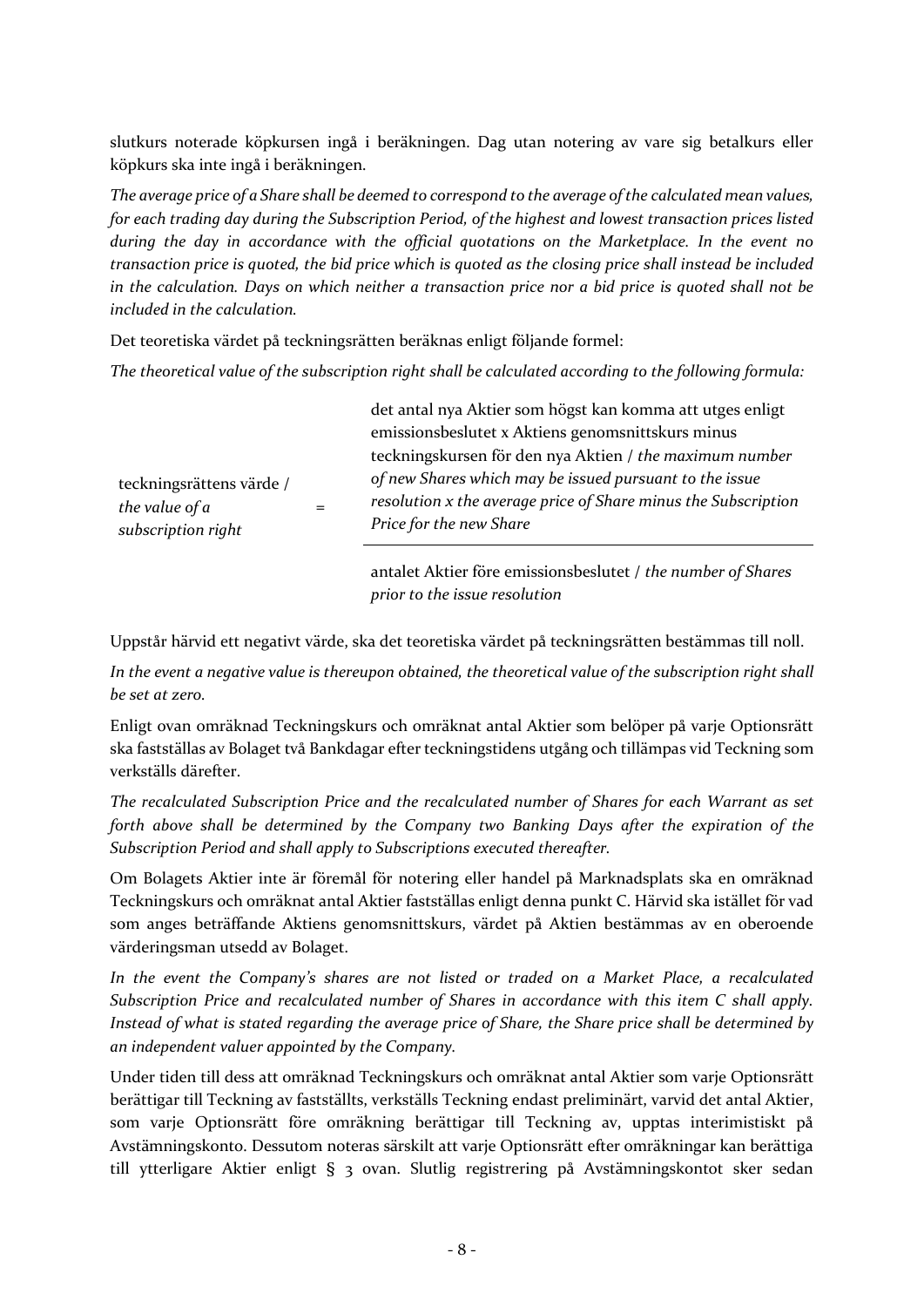slutkurs noterade köpkursen ingå i beräkningen. Dag utan notering av vare sig betalkurs eller köpkurs ska inte ingå i beräkningen.

*The average price of a Share shall be deemed to correspond to the average of the calculated mean values, for each trading day during the Subscription Period, of the highest and lowest transaction prices listed during the day in accordance with the official quotations on the Marketplace. In the event no transaction price is quoted, the bid price which is quoted as the closing price shall instead be included in the calculation. Days on which neither a transaction price nor a bid price is quoted shall not be included in the calculation.*

Det teoretiska värdet på teckningsrätten beräknas enligt följande formel:

*The theoretical value of the subscription right shall be calculated according to the following formula:*

teckningsrättens värde / *the value of a subscription right* =

det antal nya Aktier som högst kan komma att utges enligt emissionsbeslutet x Aktiens genomsnittskurs minus teckningskursen för den nya Aktien / *the maximum number of new Shares which may be issued pursuant to the issue resolution x the average price of Share minus the Subscription Price for the new Share*

―――――――――――――――――――――――――――――

antalet Aktier före emissionsbeslutet / *the number of Shares prior to the issue resolution*

Uppstår härvid ett negativt värde, ska det teoretiska värdet på teckningsrätten bestämmas till noll.

*In the event a negative value is thereupon obtained, the theoretical value of the subscription right shall be set at zero.*

Enligt ovan omräknad Teckningskurs och omräknat antal Aktier som belöper på varje Optionsrätt ska fastställas av Bolaget två Bankdagar efter teckningstidens utgång och tillämpas vid Teckning som verkställs därefter.

*The recalculated Subscription Price and the recalculated number of Shares for each Warrant as set forth above shall be determined by the Company two Banking Days after the expiration of the Subscription Period and shall apply to Subscriptions executed thereafter.*

Om Bolagets Aktier inte är föremål för notering eller handel på Marknadsplats ska en omräknad Teckningskurs och omräknat antal Aktier fastställas enligt denna punkt C. Härvid ska istället för vad som anges beträffande Aktiens genomsnittskurs, värdet på Aktien bestämmas av en oberoende värderingsman utsedd av Bolaget.

*In the event the Company's shares are not listed or traded on a Market Place, a recalculated Subscription Price and recalculated number of Shares in accordance with this item C shall apply. Instead of what is stated regarding the average price of Share, the Share price shall be determined by an independent valuer appointed by the Company.*

Under tiden till dess att omräknad Teckningskurs och omräknat antal Aktier som varje Optionsrätt berättigar till Teckning av fastställts, verkställs Teckning endast preliminärt, varvid det antal Aktier, som varje Optionsrätt före omräkning berättigar till Teckning av, upptas interimistiskt på Avstämningskonto. Dessutom noteras särskilt att varje Optionsrätt efter omräkningar kan berättiga till ytterligare Aktier enligt § 3 ovan. Slutlig registrering på Avstämningskontot sker sedan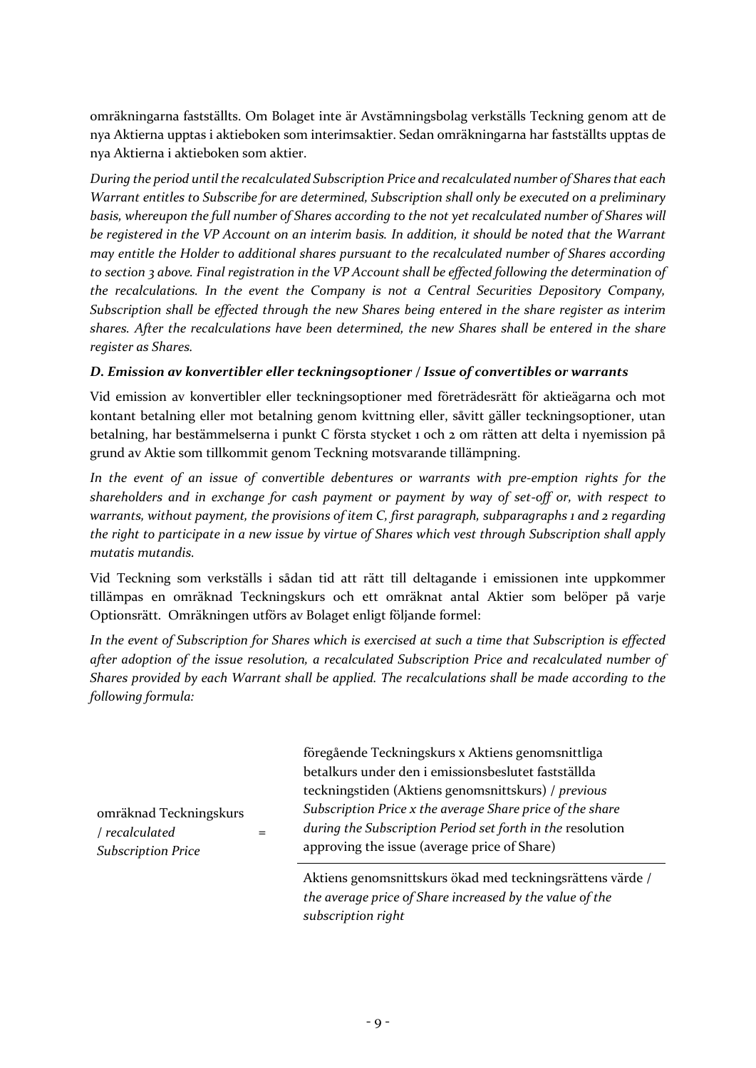omräkningarna fastställts. Om Bolaget inte är Avstämningsbolag verkställs Teckning genom att de nya Aktierna upptas i aktieboken som interimsaktier. Sedan omräkningarna har fastställts upptas de nya Aktierna i aktieboken som aktier.

*During the period until the recalculated Subscription Price and recalculated number of Shares that each Warrant entitles to Subscribe for are determined, Subscription shall only be executed on a preliminary basis, whereupon the full number of Shares according to the not yet recalculated number of Shares will be registered in the VP Account on an interim basis. In addition, it should be noted that the Warrant may entitle the Holder to additional shares pursuant to the recalculated number of Shares according to section 3 above. Final registration in the VP Account shall be effected following the determination of the recalculations. In the event the Company is not a Central Securities Depository Company, Subscription shall be effected through the new Shares being entered in the share register as interim shares. After the recalculations have been determined, the new Shares shall be entered in the share register as Shares.*

### *D. Emission av konvertibler eller teckningsoptioner / Issue of convertibles or warrants*

Vid emission av konvertibler eller teckningsoptioner med företrädesrätt för aktieägarna och mot kontant betalning eller mot betalning genom kvittning eller, såvitt gäller teckningsoptioner, utan betalning, har bestämmelserna i punkt C första stycket 1 och 2 om rätten att delta i nyemission på grund av Aktie som tillkommit genom Teckning motsvarande tillämpning.

*In the event of an issue of convertible debentures or warrants with pre-emption rights for the shareholders and in exchange for cash payment or payment by way of set-off or, with respect to warrants, without payment, the provisions of item C, first paragraph, subparagraphs 1 and 2 regarding the right to participate in a new issue by virtue of Shares which vest through Subscription shall apply mutatis mutandis.*

Vid Teckning som verkställs i sådan tid att rätt till deltagande i emissionen inte uppkommer tillämpas en omräknad Teckningskurs och ett omräknat antal Aktier som belöper på varje Optionsrätt. Omräkningen utförs av Bolaget enligt följande formel:

*In the event of Subscription for Shares which is exercised at such a time that Subscription is effected after adoption of the issue resolution, a recalculated Subscription Price and recalculated number of Shares provided by each Warrant shall be applied. The recalculations shall be made according to the following formula:*

$$\text{omräknad Teckningskurs / } \textit{recalculated Subscription Price} = \frac{\text{föregående Teckningskurs x Aktiens genomsnittliga betalkurs under den i emissionsbeslutet fastställda teckningstiden (Aktiens genomsnittskurs) / } \textit{previous Subscription Price x the average Share price of the share during the Subscription Period set forth in the} \text{ resolution approving the issue (average price of Share)}}{\text{Aktiens genomsnittskurs ökad med teckningsrättens värde / } \textit{the average price of Share increased by the value of the subscription right}}$$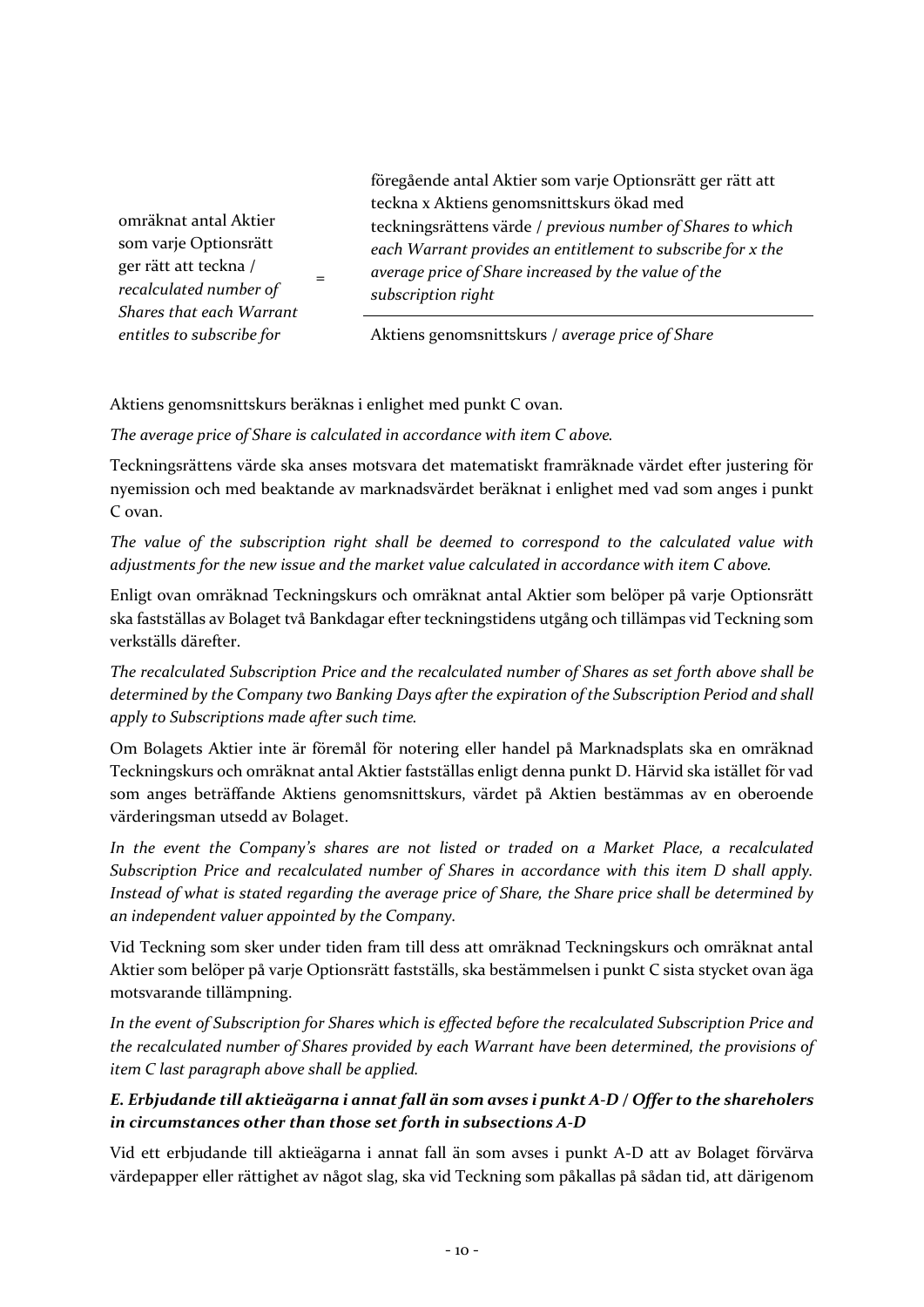$$\text{omräknat antal Aktier som varje Optionsrätt ger rätt att teckna / } \textit{recalculated number of Shares that each Warrant entitles to subscribe for} = \frac{\text{föregående antal Aktier som varje Optionsrätt ger rätt att teckna x Aktiens genomsnittskurs ökad med teckningsrättens värde / } \textit{previous number of Shares to which each Warrant provides an entitlement to subscribe for x the average price of Share increased by the value of the subscription right}}{\text{Aktiens genomsnittskurs / } \textit{average price of Share}}$$

Aktiens genomsnittskurs beräknas i enlighet med punkt C ovan.

*The average price of Share is calculated in accordance with item C above.*

Teckningsrättens värde ska anses motsvara det matematiskt framräknade värdet efter justering för nyemission och med beaktande av marknadsvärdet beräknat i enlighet med vad som anges i punkt C ovan.

*The value of the subscription right shall be deemed to correspond to the calculated value with adjustments for the new issue and the market value calculated in accordance with item C above.*

Enligt ovan omräknad Teckningskurs och omräknat antal Aktier som belöper på varje Optionsrätt ska fastställas av Bolaget två Bankdagar efter teckningstidens utgång och tillämpas vid Teckning som verkställs därefter.

*The recalculated Subscription Price and the recalculated number of Shares as set forth above shall be determined by the Company two Banking Days after the expiration of the Subscription Period and shall apply to Subscriptions made after such time.*

Om Bolagets Aktier inte är föremål för notering eller handel på Marknadsplats ska en omräknad Teckningskurs och omräknat antal Aktier fastställas enligt denna punkt D. Härvid ska istället för vad som anges beträffande Aktiens genomsnittskurs, värdet på Aktien bestämmas av en oberoende värderingsman utsedd av Bolaget.

*In the event the Company's shares are not listed or traded on a Market Place, a recalculated Subscription Price and recalculated number of Shares in accordance with this item D shall apply. Instead of what is stated regarding the average price of Share, the Share price shall be determined by an independent valuer appointed by the Company.*

Vid Teckning som sker under tiden fram till dess att omräknad Teckningskurs och omräknat antal Aktier som belöper på varje Optionsrätt fastställs, ska bestämmelsen i punkt C sista stycket ovan äga motsvarande tillämpning.

*In the event of Subscription for Shares which is effected before the recalculated Subscription Price and the recalculated number of Shares provided by each Warrant have been determined, the provisions of item C last paragraph above shall be applied.*

### *E. Erbjudande till aktieägarna i annat fall än som avses i punkt A-D / Offer to the shareholers in circumstances other than those set forth in subsections A-D*

Vid ett erbjudande till aktieägarna i annat fall än som avses i punkt A-D att av Bolaget förvärva värdepapper eller rättighet av något slag, ska vid Teckning som påkallas på sådan tid, att därigenom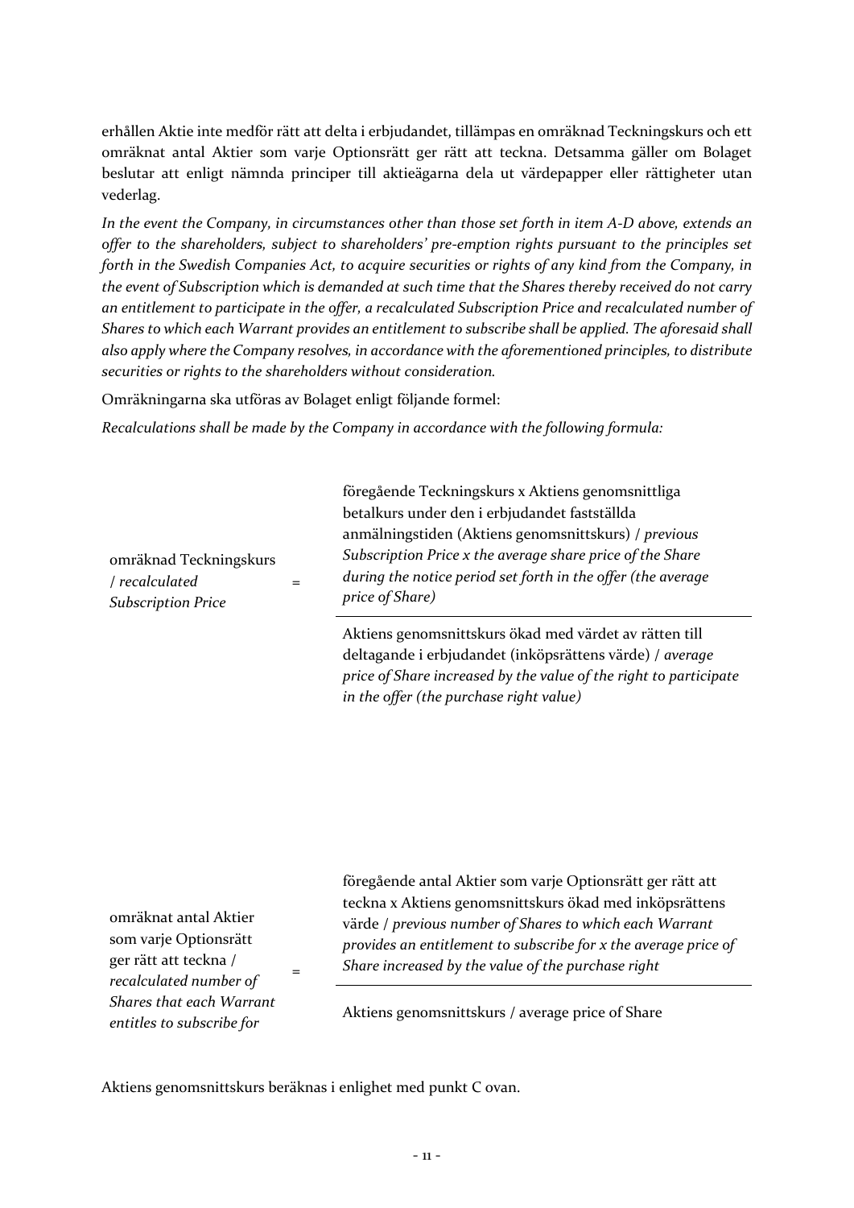erhållen Aktie inte medför rätt att delta i erbjudandet, tillämpas en omräknad Teckningskurs och ett omräknat antal Aktier som varje Optionsrätt ger rätt att teckna. Detsamma gäller om Bolaget beslutar att enligt nämnda principer till aktieägarna dela ut värdepapper eller rättigheter utan vederlag.

*In the event the Company, in circumstances other than those set forth in item A-D above, extends an offer to the shareholders, subject to shareholders' pre-emption rights pursuant to the principles set forth in the Swedish Companies Act, to acquire securities or rights of any kind from the Company, in the event of Subscription which is demanded at such time that the Shares thereby received do not carry an entitlement to participate in the offer, a recalculated Subscription Price and recalculated number of Shares to which each Warrant provides an entitlement to subscribe shall be applied. The aforesaid shall also apply where the Company resolves, in accordance with the aforementioned principles, to distribute securities or rights to the shareholders without consideration.*

Omräkningarna ska utföras av Bolaget enligt följande formel:

*Recalculations shall be made by the Company in accordance with the following formula:*

$$\text{omräknad Teckningskurs / } \textit{recalculated Subscription Price} = \frac{\text{föregående Teckningskurs x Aktiens genomsnittliga betalkurs under den i erbjudandet fastställda anmälningstiden (Aktiens genomsnittskurs) / } \textit{previous Subscription Price x the average share price of the Share during the notice period set forth in the offer (the average price of Share)}}{\text{Aktiens genomsnittskurs ökad med värdet av rätten till deltagande i erbjudandet (inköpsrättens värde) / } \textit{average price of Share increased by the value of the right to participate in the offer (the purchase right value)}}$$

$$\text{omräknat antal Aktier som varje Optionsrätt ger rätt att teckna / } \textit{recalculated number of Shares that each Warrant entitles to subscribe for} = \frac{\text{föregående antal Aktier som varje Optionsrätt ger rätt att teckna x Aktiens genomsnittskurs ökad med inköpsrättens värde / } \textit{previous number of Shares to which each Warrant provides an entitlement to subscribe for x the average price of Share increased by the value of the purchase right}}{\text{Aktiens genomsnittskurs / average price of Share}}$$

Aktiens genomsnittskurs beräknas i enlighet med punkt C ovan.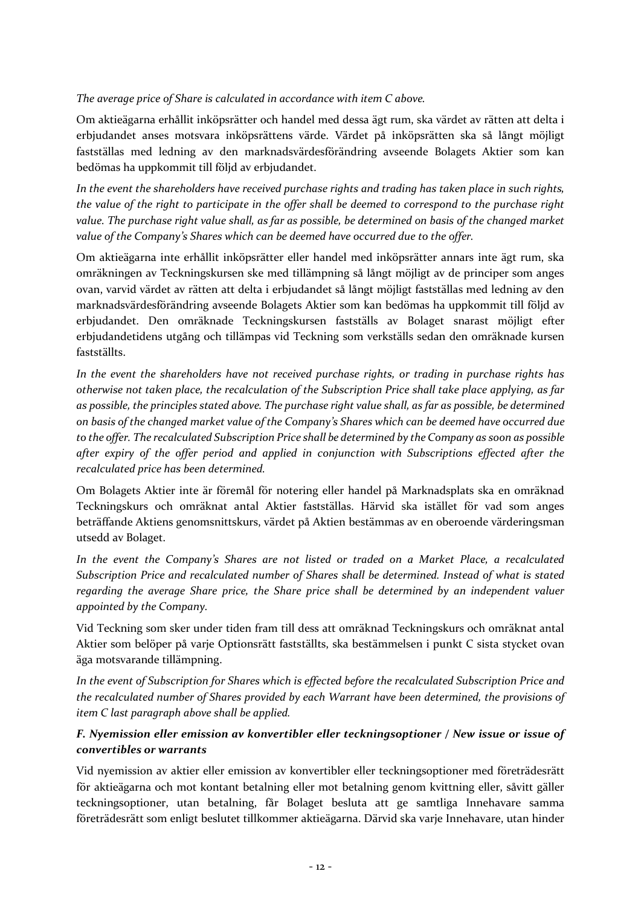*The average price of Share is calculated in accordance with item C above.*

Om aktieägarna erhållit inköpsrätter och handel med dessa ägt rum, ska värdet av rätten att delta i erbjudandet anses motsvara inköpsrättens värde. Värdet på inköpsrätten ska så långt möjligt fastställas med ledning av den marknadsvärdesförändring avseende Bolagets Aktier som kan bedömas ha uppkommit till följd av erbjudandet.

*In the event the shareholders have received purchase rights and trading has taken place in such rights, the value of the right to participate in the offer shall be deemed to correspond to the purchase right value. The purchase right value shall, as far as possible, be determined on basis of the changed market value of the Company's Shares which can be deemed have occurred due to the offer.*

Om aktieägarna inte erhållit inköpsrätter eller handel med inköpsrätter annars inte ägt rum, ska omräkningen av Teckningskursen ske med tillämpning så långt möjligt av de principer som anges ovan, varvid värdet av rätten att delta i erbjudandet så långt möjligt fastställas med ledning av den marknadsvärdesförändring avseende Bolagets Aktier som kan bedömas ha uppkommit till följd av erbjudandet. Den omräknade Teckningskursen fastställs av Bolaget snarast möjligt efter erbjudandetidens utgång och tillämpas vid Teckning som verkställs sedan den omräknade kursen fastställts.

*In the event the shareholders have not received purchase rights, or trading in purchase rights has otherwise not taken place, the recalculation of the Subscription Price shall take place applying, as far as possible, the principles stated above. The purchase right value shall, as far as possible, be determined on basis of the changed market value of the Company's Shares which can be deemed have occurred due to the offer. The recalculated Subscription Price shall be determined by the Company as soon as possible after expiry of the offer period and applied in conjunction with Subscriptions effected after the recalculated price has been determined.*

Om Bolagets Aktier inte är föremål för notering eller handel på Marknadsplats ska en omräknad Teckningskurs och omräknat antal Aktier fastställas. Härvid ska istället för vad som anges beträffande Aktiens genomsnittskurs, värdet på Aktien bestämmas av en oberoende värderingsman utsedd av Bolaget.

*In the event the Company's Shares are not listed or traded on a Market Place, a recalculated Subscription Price and recalculated number of Shares shall be determined. Instead of what is stated regarding the average Share price, the Share price shall be determined by an independent valuer appointed by the Company.*

Vid Teckning som sker under tiden fram till dess att omräknad Teckningskurs och omräknat antal Aktier som belöper på varje Optionsrätt fastställts, ska bestämmelsen i punkt C sista stycket ovan äga motsvarande tillämpning.

*In the event of Subscription for Shares which is effected before the recalculated Subscription Price and the recalculated number of Shares provided by each Warrant have been determined, the provisions of item C last paragraph above shall be applied.*

### *F. Nyemission eller emission av konvertibler eller teckningsoptioner / New issue or issue of convertibles or warrants*

Vid nyemission av aktier eller emission av konvertibler eller teckningsoptioner med företrädesrätt för aktieägarna och mot kontant betalning eller mot betalning genom kvittning eller, såvitt gäller teckningsoptioner, utan betalning, får Bolaget besluta att ge samtliga Innehavare samma företrädesrätt som enligt beslutet tillkommer aktieägarna. Därvid ska varje Innehavare, utan hinder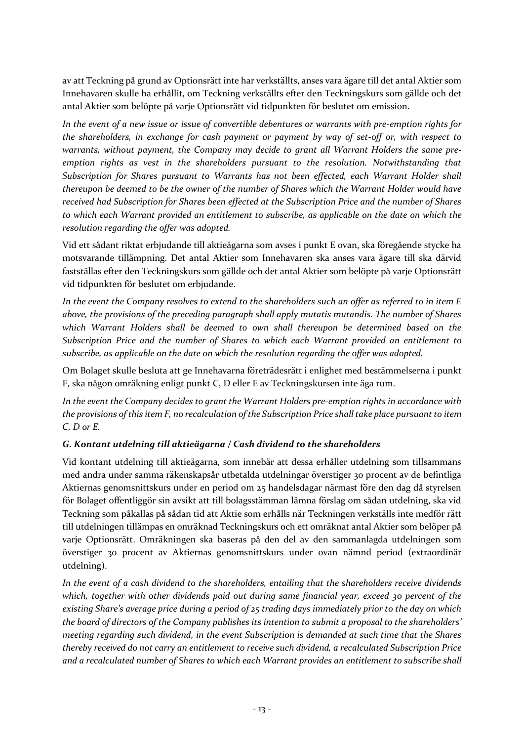av att Teckning på grund av Optionsrätt inte har verkställts, anses vara ägare till det antal Aktier som Innehavaren skulle ha erhållit, om Teckning verkställts efter den Teckningskurs som gällde och det antal Aktier som belöpte på varje Optionsrätt vid tidpunkten för beslutet om emission.

*In the event of a new issue or issue of convertible debentures or warrants with pre-emption rights for the shareholders, in exchange for cash payment or payment by way of set-off or, with respect to warrants, without payment, the Company may decide to grant all Warrant Holders the same pre-emption rights as vest in the shareholders pursuant to the resolution. Notwithstanding that Subscription for Shares pursuant to Warrants has not been effected, each Warrant Holder shall thereupon be deemed to be the owner of the number of Shares which the Warrant Holder would have received had Subscription for Shares been effected at the Subscription Price and the number of Shares to which each Warrant provided an entitlement to subscribe, as applicable on the date on which the resolution regarding the offer was adopted.*

Vid ett sådant riktat erbjudande till aktieägarna som avses i punkt E ovan, ska föregående stycke ha motsvarande tillämpning. Det antal Aktier som Innehavaren ska anses vara ägare till ska därvid fastställas efter den Teckningskurs som gällde och det antal Aktier som belöpte på varje Optionsrätt vid tidpunkten för beslutet om erbjudande.

*In the event the Company resolves to extend to the shareholders such an offer as referred to in item E above, the provisions of the preceding paragraph shall apply mutatis mutandis. The number of Shares which Warrant Holders shall be deemed to own shall thereupon be determined based on the Subscription Price and the number of Shares to which each Warrant provided an entitlement to subscribe, as applicable on the date on which the resolution regarding the offer was adopted.*

Om Bolaget skulle besluta att ge Innehavarna företrädesrätt i enlighet med bestämmelserna i punkt F, ska någon omräkning enligt punkt C, D eller E av Teckningskursen inte äga rum.

*In the event the Company decides to grant the Warrant Holders pre-emption rights in accordance with the provisions of this item F, no recalculation of the Subscription Price shall take place pursuant to item C, D or E.*

### *G. Kontant utdelning till aktieägarna / Cash dividend to the shareholders*

Vid kontant utdelning till aktieägarna, som innebär att dessa erhåller utdelning som tillsammans med andra under samma räkenskapsår utbetalda utdelningar överstiger 30 procent av de befintliga Aktiernas genomsnittskurs under en period om 25 handelsdagar närmast före den dag då styrelsen för Bolaget offentliggör sin avsikt att till bolagsstämman lämna förslag om sådan utdelning, ska vid Teckning som påkallas på sådan tid att Aktie som erhålls när Teckningen verkställs inte medför rätt till utdelningen tillämpas en omräknad Teckningskurs och ett omräknat antal Aktier som belöper på varje Optionsrätt. Omräkningen ska baseras på den del av den sammanlagda utdelningen som överstiger 30 procent av Aktiernas genomsnittskurs under ovan nämnd period (extraordinär utdelning).

*In the event of a cash dividend to the shareholders, entailing that the shareholders receive dividends which, together with other dividends paid out during same financial year, exceed 30 percent of the existing Share's average price during a period of 25 trading days immediately prior to the day on which the board of directors of the Company publishes its intention to submit a proposal to the shareholders' meeting regarding such dividend, in the event Subscription is demanded at such time that the Shares thereby received do not carry an entitlement to receive such dividend, a recalculated Subscription Price and a recalculated number of Shares to which each Warrant provides an entitlement to subscribe shall*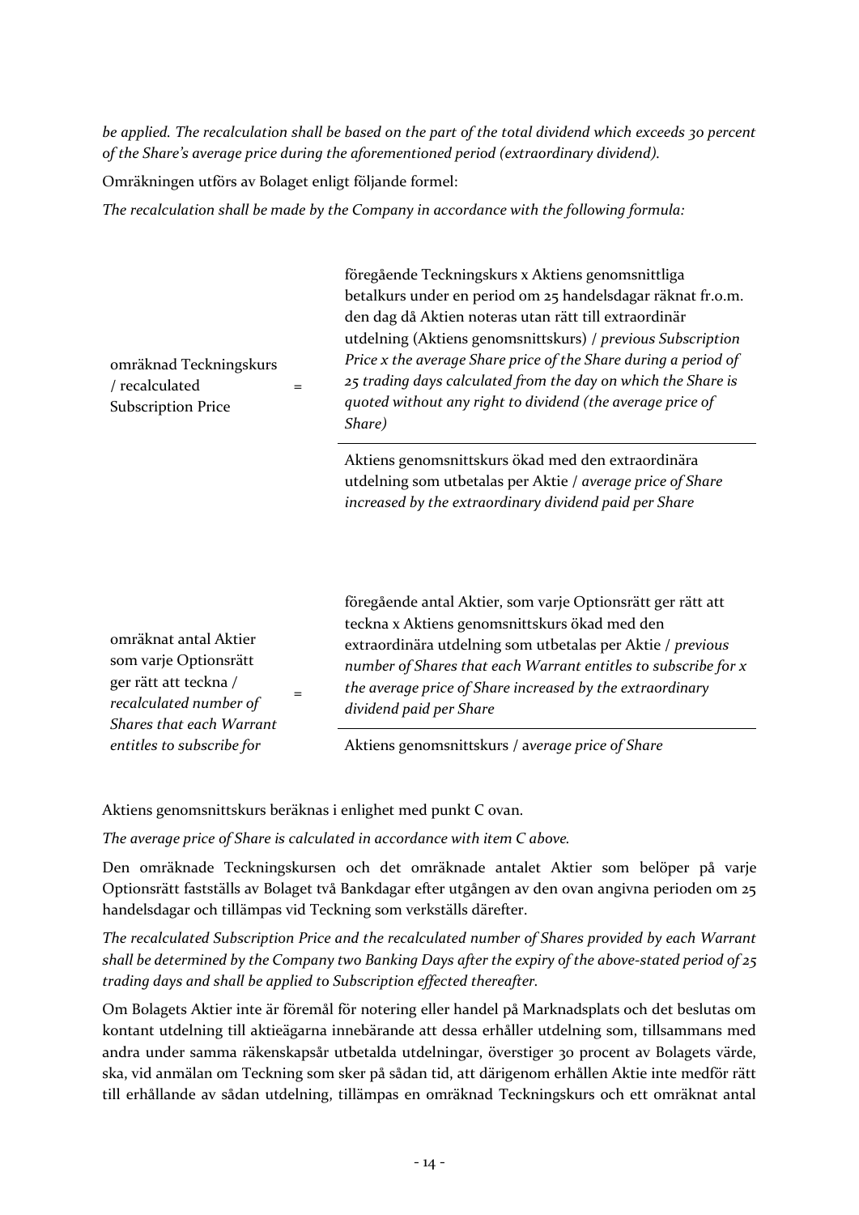*be applied. The recalculation shall be based on the part of the total dividend which exceeds 30 percent of the Share's average price during the aforementioned period (extraordinary dividend).*

Omräkningen utförs av Bolaget enligt följande formel:

*The recalculation shall be made by the Company in accordance with the following formula:*

$$\text{omräknad Teckningskurs / recalculated Subscription Price} = \frac{\text{föregående Teckningskurs x Aktiens genomsnittliga betalkurs under en period om 25 handelsdagar räknat fr.o.m. den dag då Aktien noteras utan rätt till extraordinär utdelning (Aktiens genomsnittskurs) / previous Subscription Price x the average Share price of the Share during a period of 25 trading days calculated from the day on which the Share is quoted without any right to dividend (the average price of Share)}}{\text{Aktiens genomsnittskurs ökad med den extraordinära utdelning som utbetalas per Aktie / average price of Share increased by the extraordinary dividend paid per Share}}$$

$$\text{omräknat antal Aktier som varje Optionsrätt ger rätt att teckna / recalculated number of Shares that each Warrant entitles to subscribe for} = \frac{\text{föregående antal Aktier, som varje Optionsrätt ger rätt att teckna x Aktiens genomsnittskurs ökad med den extraordinära utdelning som utbetalas per Aktie / previous number of Shares that each Warrant entitles to subscribe for x the average price of Share increased by the extraordinary dividend paid per Share}}{\text{Aktiens genomsnittskurs / average price of Share}}$$

Aktiens genomsnittskurs beräknas i enlighet med punkt C ovan.

*The average price of Share is calculated in accordance with item C above.*

Den omräknade Teckningskursen och det omräknade antalet Aktier som belöper på varje Optionsrätt fastställs av Bolaget två Bankdagar efter utgången av den ovan angivna perioden om 25 handelsdagar och tillämpas vid Teckning som verkställs därefter.

*The recalculated Subscription Price and the recalculated number of Shares provided by each Warrant shall be determined by the Company two Banking Days after the expiry of the above-stated period of 25 trading days and shall be applied to Subscription effected thereafter.*

Om Bolagets Aktier inte är föremål för notering eller handel på Marknadsplats och det beslutas om kontant utdelning till aktieägarna innebärande att dessa erhåller utdelning som, tillsammans med andra under samma räkenskapsår utbetalda utdelningar, överstiger 30 procent av Bolagets värde, ska, vid anmälan om Teckning som sker på sådan tid, att därigenom erhållen Aktie inte medför rätt till erhållande av sådan utdelning, tillämpas en omräknad Teckningskurs och ett omräknat antal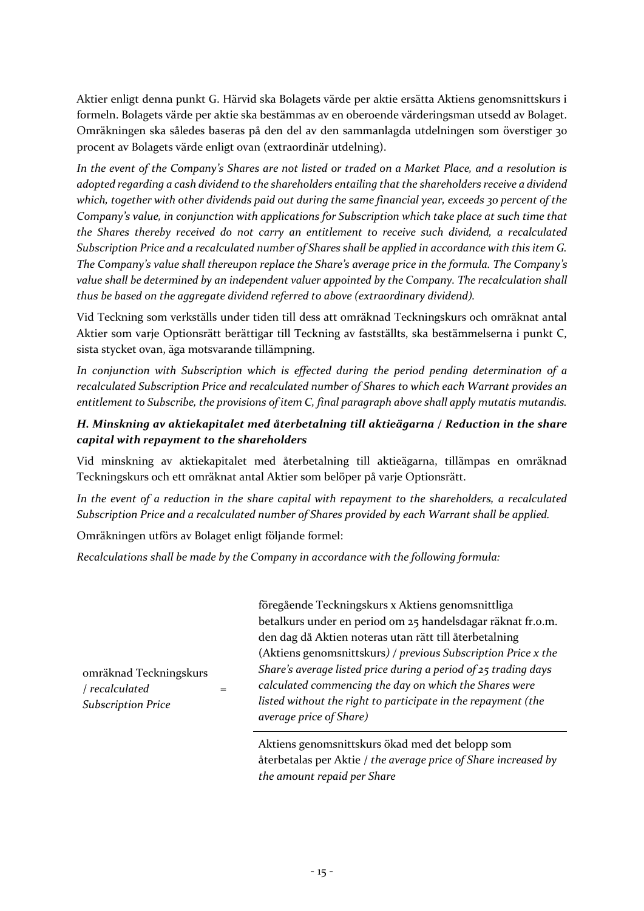Aktier enligt denna punkt G. Härvid ska Bolagets värde per aktie ersätta Aktiens genomsnittskurs i formeln. Bolagets värde per aktie ska bestämmas av en oberoende värderingsman utsedd av Bolaget. Omräkningen ska således baseras på den del av den sammanlagda utdelningen som överstiger 30 procent av Bolagets värde enligt ovan (extraordinär utdelning).

*In the event of the Company's Shares are not listed or traded on a Market Place, and a resolution is adopted regarding a cash dividend to the shareholders entailing that the shareholders receive a dividend which, together with other dividends paid out during the same financial year, exceeds 30 percent of the Company's value, in conjunction with applications for Subscription which take place at such time that the Shares thereby received do not carry an entitlement to receive such dividend, a recalculated Subscription Price and a recalculated number of Shares shall be applied in accordance with this item G. The Company's value shall thereupon replace the Share's average price in the formula. The Company's value shall be determined by an independent valuer appointed by the Company. The recalculation shall thus be based on the aggregate dividend referred to above (extraordinary dividend).*

Vid Teckning som verkställs under tiden till dess att omräknad Teckningskurs och omräknat antal Aktier som varje Optionsrätt berättigar till Teckning av fastställts, ska bestämmelserna i punkt C, sista stycket ovan, äga motsvarande tillämpning.

*In conjunction with Subscription which is effected during the period pending determination of a recalculated Subscription Price and recalculated number of Shares to which each Warrant provides an entitlement to Subscribe, the provisions of item C, final paragraph above shall apply mutatis mutandis.*

### *H. Minskning av aktiekapitalet med återbetalning till aktieägarna / Reduction in the share capital with repayment to the shareholders*

Vid minskning av aktiekapitalet med återbetalning till aktieägarna, tillämpas en omräknad Teckningskurs och ett omräknat antal Aktier som belöper på varje Optionsrätt.

*In the event of a reduction in the share capital with repayment to the shareholders, a recalculated Subscription Price and a recalculated number of Shares provided by each Warrant shall be applied.*

Omräkningen utförs av Bolaget enligt följande formel:

*Recalculations shall be made by the Company in accordance with the following formula:*

$$\text{omräknad Teckningskurs / } \textit{recalculated Subscription Price} = \frac{\text{föregående Teckningskurs x Aktiens genomsnittliga betalkurs under en period om 25 handelsdagar räknat fr.o.m. den dag då Aktien noteras utan rätt till återbetalning (Aktiens genomsnittskurs) / } \textit{previous Subscription Price x the Share's average listed price during a period of 25 trading days calculated commencing the day on which the Shares were listed without the right to participate in the repayment (the average price of Share)}}{\text{Aktiens genomsnittskurs ökad med det belopp som återbetalas per Aktie / } \textit{the average price of Share increased by the amount repaid per Share}}$$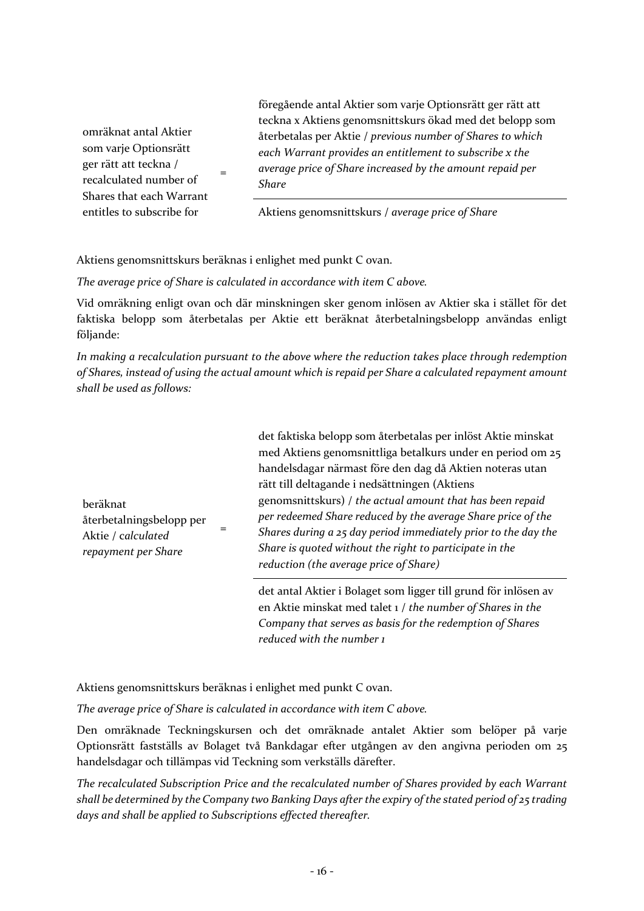| | | |
|---|---|---|
| omräknat antal Aktier som varje Optionsrätt ger rätt att teckna / recalculated number of Shares that each Warrant entitles to subscribe for | = | föregående antal Aktier som varje Optionsrätt ger rätt att teckna x Aktiens genomsnittskurs ökad med det belopp som återbetalas per Aktie / *previous number of Shares to which each Warrant provides an entitlement to subscribe x the average price of Share increased by the amount repaid per Share* |
| | | Aktiens genomsnittskurs / *average price of Share* |

Aktiens genomsnittskurs beräknas i enlighet med punkt C ovan.

*The average price of Share is calculated in accordance with item C above.*

Vid omräkning enligt ovan och där minskningen sker genom inlösen av Aktier ska i stället för det faktiska belopp som återbetalas per Aktie ett beräknat återbetalningsbelopp användas enligt följande:

*In making a recalculation pursuant to the above where the reduction takes place through redemption of Shares, instead of using the actual amount which is repaid per Share a calculated repayment amount shall be used as follows:*

| | | |
|---|---|---|
| beräknat återbetalningsbelopp per Aktie / *calculated repayment per Share* | = | det faktiska belopp som återbetalas per inlöst Aktie minskat med Aktiens genomsnittliga betalkurs under en period om 25 handelsdagar närmast före den dag då Aktien noteras utan rätt till deltagande i nedsättningen (Aktiens genomsnittskurs) / *the actual amount that has been repaid per redeemed Share reduced by the average Share price of the Shares during a 25 day period immediately prior to the day the Share is quoted without the right to participate in the reduction (the average price of Share)* |
| | | det antal Aktier i Bolaget som ligger till grund för inlösen av en Aktie minskat med talet 1 / *the number of Shares in the Company that serves as basis for the redemption of Shares reduced with the number 1* |

Aktiens genomsnittskurs beräknas i enlighet med punkt C ovan.

*The average price of Share is calculated in accordance with item C above.*

Den omräknade Teckningskursen och det omräknade antalet Aktier som belöper på varje Optionsrätt fastställs av Bolaget två Bankdagar efter utgången av den angivna perioden om 25 handelsdagar och tillämpas vid Teckning som verkställs därefter.

*The recalculated Subscription Price and the recalculated number of Shares provided by each Warrant shall be determined by the Company two Banking Days after the expiry of the stated period of 25 trading days and shall be applied to Subscriptions effected thereafter.*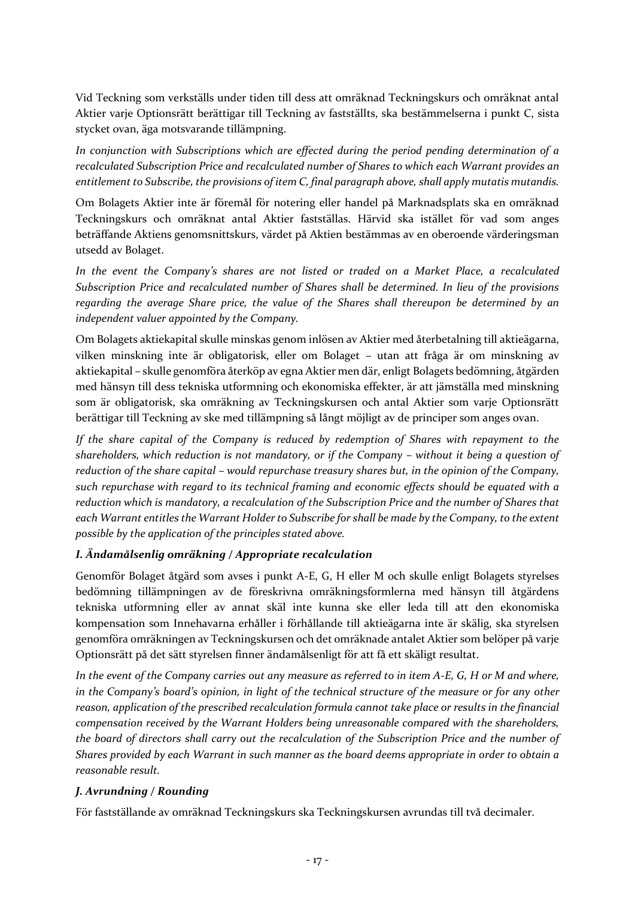Vid Teckning som verkställs under tiden till dess att omräknad Teckningskurs och omräknat antal Aktier varje Optionsrätt berättigar till Teckning av fastställts, ska bestämmelserna i punkt C, sista stycket ovan, äga motsvarande tillämpning.

*In conjunction with Subscriptions which are effected during the period pending determination of a recalculated Subscription Price and recalculated number of Shares to which each Warrant provides an entitlement to Subscribe, the provisions of item C, final paragraph above, shall apply mutatis mutandis.*

Om Bolagets Aktier inte är föremål för notering eller handel på Marknadsplats ska en omräknad Teckningskurs och omräknat antal Aktier fastställas. Härvid ska istället för vad som anges beträffande Aktiens genomsnittskurs, värdet på Aktien bestämmas av en oberoende värderingsman utsedd av Bolaget.

*In the event the Company's shares are not listed or traded on a Market Place, a recalculated Subscription Price and recalculated number of Shares shall be determined. In lieu of the provisions regarding the average Share price, the value of the Shares shall thereupon be determined by an independent valuer appointed by the Company.*

Om Bolagets aktiekapital skulle minskas genom inlösen av Aktier med återbetalning till aktieägarna, vilken minskning inte är obligatorisk, eller om Bolaget – utan att fråga är om minskning av aktiekapital – skulle genomföra återköp av egna Aktier men där, enligt Bolagets bedömning, åtgärden med hänsyn till dess tekniska utformning och ekonomiska effekter, är att jämställa med minskning som är obligatorisk, ska omräkning av Teckningskursen och antal Aktier som varje Optionsrätt berättigar till Teckning av ske med tillämpning så långt möjligt av de principer som anges ovan.

*If the share capital of the Company is reduced by redemption of Shares with repayment to the shareholders, which reduction is not mandatory, or if the Company – without it being a question of reduction of the share capital – would repurchase treasury shares but, in the opinion of the Company, such repurchase with regard to its technical framing and economic effects should be equated with a reduction which is mandatory, a recalculation of the Subscription Price and the number of Shares that each Warrant entitles the Warrant Holder to Subscribe for shall be made by the Company, to the extent possible by the application of the principles stated above.*

### *I. Ändamålsenlig omräkning / Appropriate recalculation*

Genomför Bolaget åtgärd som avses i punkt A-E, G, H eller M och skulle enligt Bolagets styrelses bedömning tillämpningen av de föreskrivna omräkningsformlerna med hänsyn till åtgärdens tekniska utformning eller av annat skäl inte kunna ske eller leda till att den ekonomiska kompensation som Innehavarna erhåller i förhållande till aktieägarna inte är skälig, ska styrelsen genomföra omräkningen av Teckningskursen och det omräknade antalet Aktier som belöper på varje Optionsrätt på det sätt styrelsen finner ändamålsenligt för att få ett skäligt resultat.

*In the event of the Company carries out any measure as referred to in item A-E, G, H or M and where, in the Company's board's opinion, in light of the technical structure of the measure or for any other reason, application of the prescribed recalculation formula cannot take place or results in the financial compensation received by the Warrant Holders being unreasonable compared with the shareholders, the board of directors shall carry out the recalculation of the Subscription Price and the number of Shares provided by each Warrant in such manner as the board deems appropriate in order to obtain a reasonable result.*

### *J. Avrundning / Rounding*

För fastställande av omräknad Teckningskurs ska Teckningskursen avrundas till två decimaler.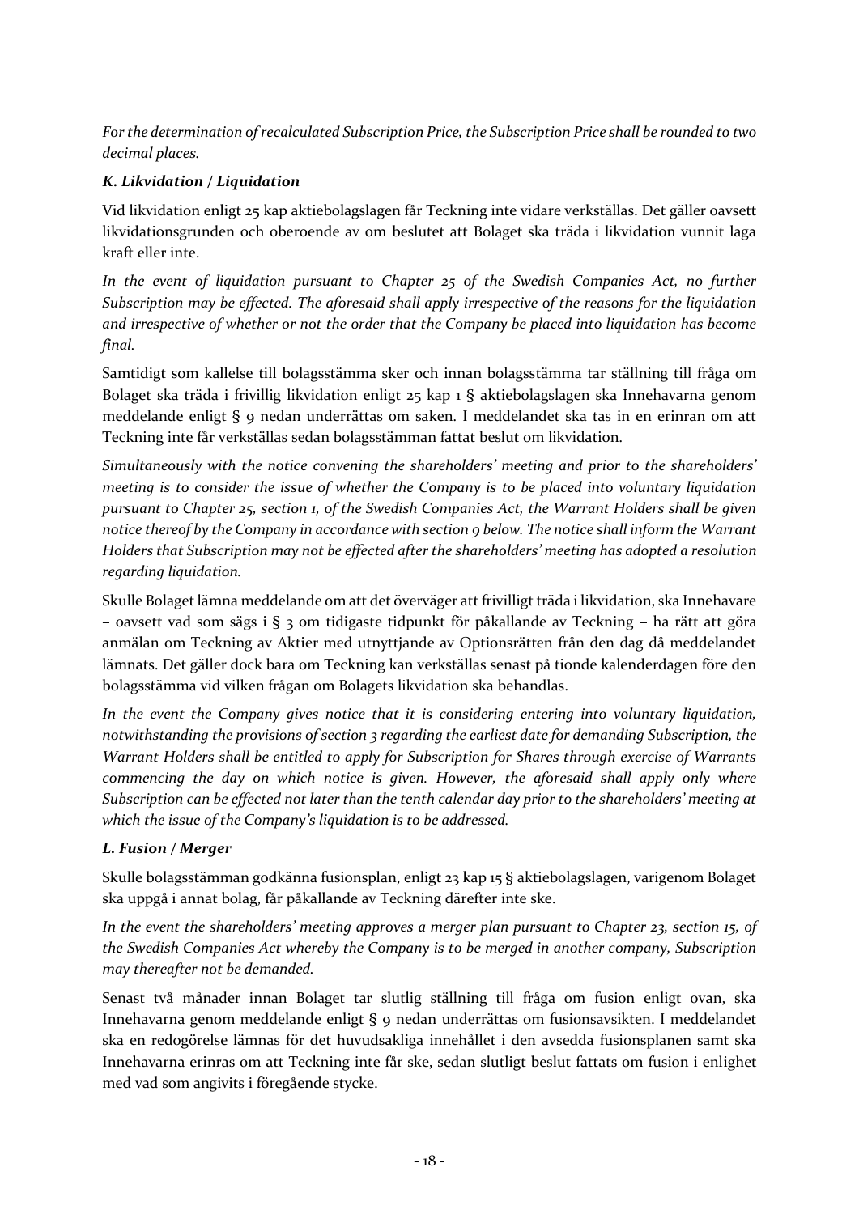*For the determination of recalculated Subscription Price, the Subscription Price shall be rounded to two decimal places.*

### *K. Likvidation / Liquidation*

Vid likvidation enligt 25 kap aktiebolagslagen får Teckning inte vidare verkställas. Det gäller oavsett likvidationsgrunden och oberoende av om beslutet att Bolaget ska träda i likvidation vunnit laga kraft eller inte.

*In the event of liquidation pursuant to Chapter 25 of the Swedish Companies Act, no further Subscription may be effected. The aforesaid shall apply irrespective of the reasons for the liquidation and irrespective of whether or not the order that the Company be placed into liquidation has become final.*

Samtidigt som kallelse till bolagsstämma sker och innan bolagsstämma tar ställning till fråga om Bolaget ska träda i frivillig likvidation enligt 25 kap 1 § aktiebolagslagen ska Innehavarna genom meddelande enligt § 9 nedan underrättas om saken. I meddelandet ska tas in en erinran om att Teckning inte får verkställas sedan bolagsstämman fattat beslut om likvidation.

*Simultaneously with the notice convening the shareholders' meeting and prior to the shareholders' meeting is to consider the issue of whether the Company is to be placed into voluntary liquidation pursuant to Chapter 25, section 1, of the Swedish Companies Act, the Warrant Holders shall be given notice thereof by the Company in accordance with section 9 below. The notice shall inform the Warrant Holders that Subscription may not be effected after the shareholders' meeting has adopted a resolution regarding liquidation.*

Skulle Bolaget lämna meddelande om att det överväger att frivilligt träda i likvidation, ska Innehavare – oavsett vad som sägs i § 3 om tidigaste tidpunkt för påkallande av Teckning – ha rätt att göra anmälan om Teckning av Aktier med utnyttjande av Optionsrätten från den dag då meddelandet lämnats. Det gäller dock bara om Teckning kan verkställas senast på tionde kalenderdagen före den bolagsstämma vid vilken frågan om Bolagets likvidation ska behandlas.

*In the event the Company gives notice that it is considering entering into voluntary liquidation, notwithstanding the provisions of section 3 regarding the earliest date for demanding Subscription, the Warrant Holders shall be entitled to apply for Subscription for Shares through exercise of Warrants commencing the day on which notice is given. However, the aforesaid shall apply only where Subscription can be effected not later than the tenth calendar day prior to the shareholders' meeting at which the issue of the Company's liquidation is to be addressed.*

### *L. Fusion / Merger*

Skulle bolagsstämman godkänna fusionsplan, enligt 23 kap 15 § aktiebolagslagen, varigenom Bolaget ska uppgå i annat bolag, får påkallande av Teckning därefter inte ske.

*In the event the shareholders' meeting approves a merger plan pursuant to Chapter 23, section 15, of the Swedish Companies Act whereby the Company is to be merged in another company, Subscription may thereafter not be demanded.*

Senast två månader innan Bolaget tar slutlig ställning till fråga om fusion enligt ovan, ska Innehavarna genom meddelande enligt § 9 nedan underrättas om fusionsavsikten. I meddelandet ska en redogörelse lämnas för det huvudsakliga innehållet i den avsedda fusionsplanen samt ska Innehavarna erinras om att Teckning inte får ske, sedan slutligt beslut fattats om fusion i enlighet med vad som angivits i föregående stycke.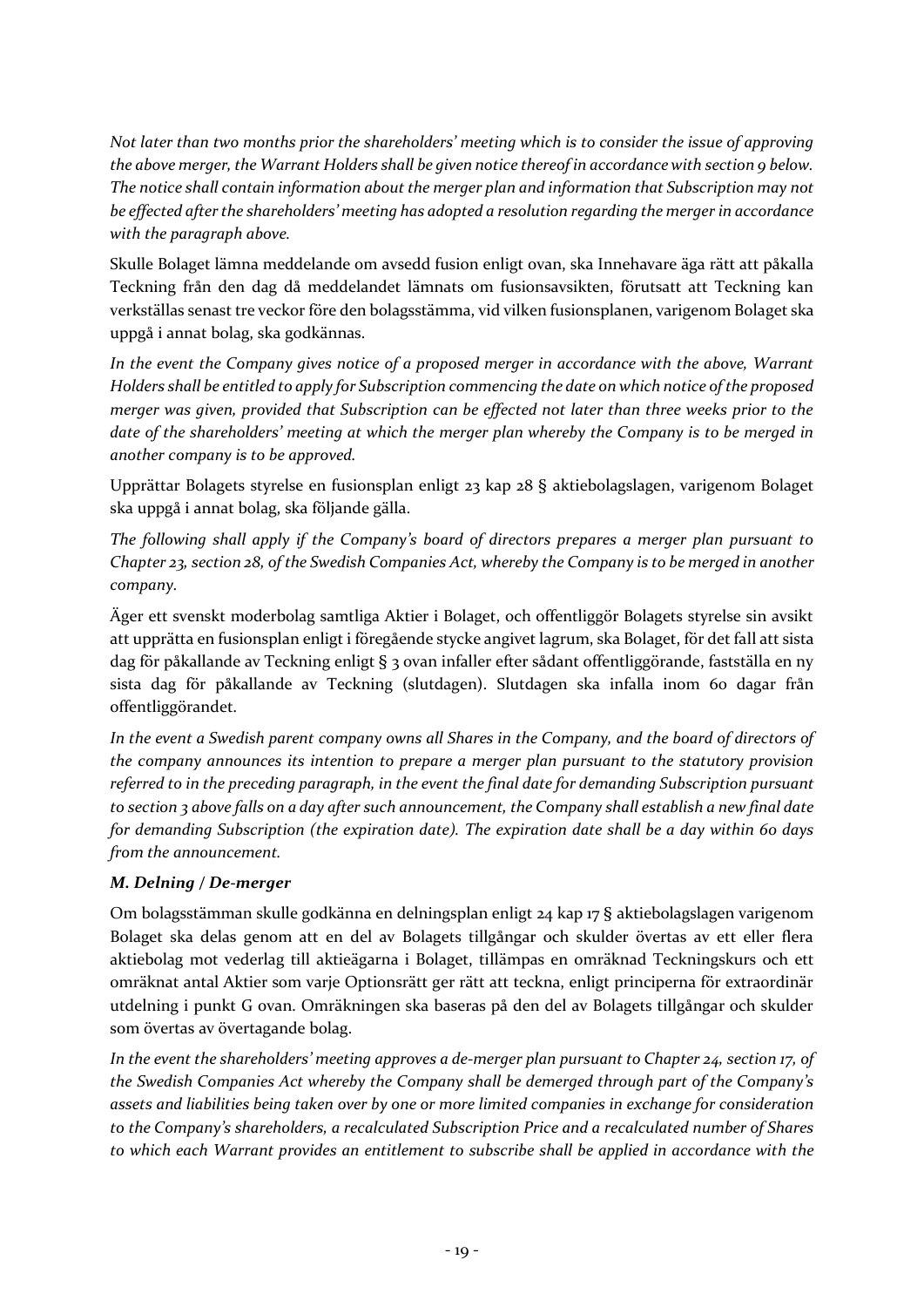*Not later than two months prior the shareholders' meeting which is to consider the issue of approving the above merger, the Warrant Holders shall be given notice thereof in accordance with section 9 below. The notice shall contain information about the merger plan and information that Subscription may not be effected after the shareholders' meeting has adopted a resolution regarding the merger in accordance with the paragraph above.*

Skulle Bolaget lämna meddelande om avsedd fusion enligt ovan, ska Innehavare äga rätt att påkalla Teckning från den dag då meddelandet lämnats om fusionsavsikten, förutsatt att Teckning kan verkställas senast tre veckor före den bolagsstämma, vid vilken fusionsplanen, varigenom Bolaget ska uppgå i annat bolag, ska godkännas.

*In the event the Company gives notice of a proposed merger in accordance with the above, Warrant Holders shall be entitled to apply for Subscription commencing the date on which notice of the proposed merger was given, provided that Subscription can be effected not later than three weeks prior to the date of the shareholders' meeting at which the merger plan whereby the Company is to be merged in another company is to be approved.*

Upprättar Bolagets styrelse en fusionsplan enligt 23 kap 28 § aktiebolagslagen, varigenom Bolaget ska uppgå i annat bolag, ska följande gälla.

*The following shall apply if the Company's board of directors prepares a merger plan pursuant to Chapter 23, section 28, of the Swedish Companies Act, whereby the Company is to be merged in another company.*

Äger ett svenskt moderbolag samtliga Aktier i Bolaget, och offentliggör Bolagets styrelse sin avsikt att upprätta en fusionsplan enligt i föregående stycke angivet lagrum, ska Bolaget, för det fall att sista dag för påkallande av Teckning enligt § 3 ovan infaller efter sådant offentliggörande, fastställa en ny sista dag för påkallande av Teckning (slutdagen). Slutdagen ska infalla inom 60 dagar från offentliggörandet.

*In the event a Swedish parent company owns all Shares in the Company, and the board of directors of the company announces its intention to prepare a merger plan pursuant to the statutory provision referred to in the preceding paragraph, in the event the final date for demanding Subscription pursuant to section 3 above falls on a day after such announcement, the Company shall establish a new final date for demanding Subscription (the expiration date). The expiration date shall be a day within 60 days from the announcement.*

### *M. Delning / De-merger*

Om bolagsstämman skulle godkänna en delningsplan enligt 24 kap 17 § aktiebolagslagen varigenom Bolaget ska delas genom att en del av Bolagets tillgångar och skulder övertas av ett eller flera aktiebolag mot vederlag till aktieägarna i Bolaget, tillämpas en omräknad Teckningskurs och ett omräknat antal Aktier som varje Optionsrätt ger rätt att teckna, enligt principerna för extraordinär utdelning i punkt G ovan. Omräkningen ska baseras på den del av Bolagets tillgångar och skulder som övertas av övertagande bolag.

*In the event the shareholders' meeting approves a de-merger plan pursuant to Chapter 24, section 17, of the Swedish Companies Act whereby the Company shall be demerged through part of the Company's assets and liabilities being taken over by one or more limited companies in exchange for consideration to the Company's shareholders, a recalculated Subscription Price and a recalculated number of Shares to which each Warrant provides an entitlement to subscribe shall be applied in accordance with the*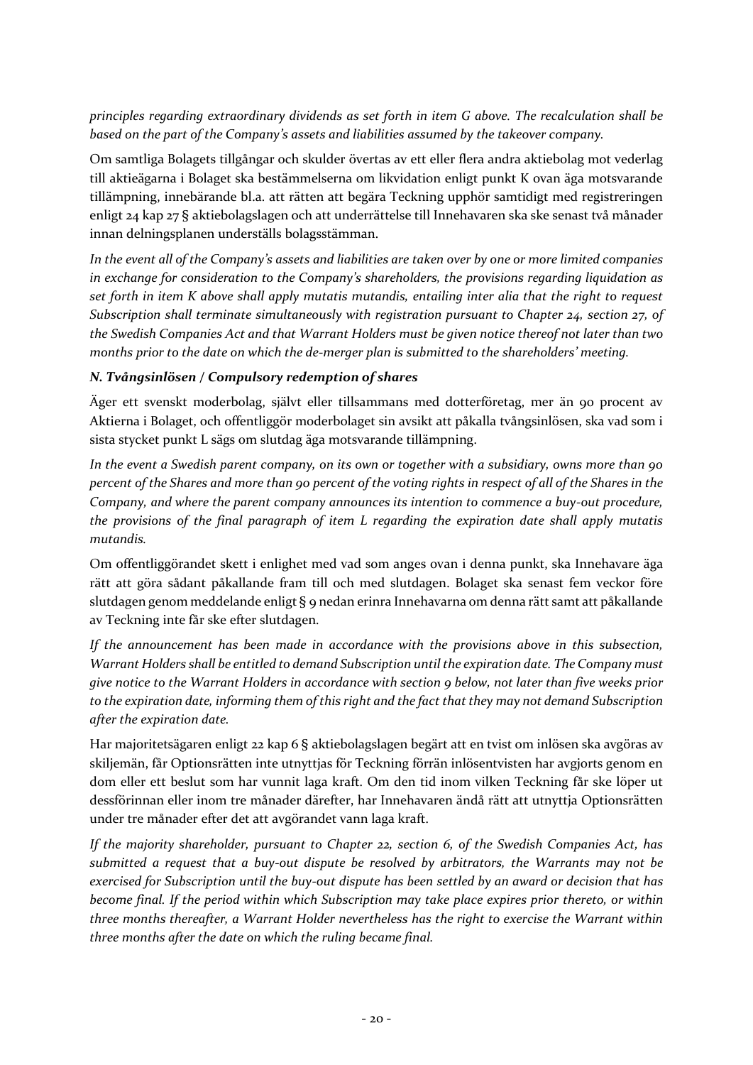*principles regarding extraordinary dividends as set forth in item G above. The recalculation shall be based on the part of the Company's assets and liabilities assumed by the takeover company.*

Om samtliga Bolagets tillgångar och skulder övertas av ett eller flera andra aktiebolag mot vederlag till aktieägarna i Bolaget ska bestämmelserna om likvidation enligt punkt K ovan äga motsvarande tillämpning, innebärande bl.a. att rätten att begära Teckning upphör samtidigt med registreringen enligt 24 kap 27 § aktiebolagslagen och att underrättelse till Innehavaren ska ske senast två månader innan delningsplanen underställs bolagsstämman.

*In the event all of the Company's assets and liabilities are taken over by one or more limited companies in exchange for consideration to the Company's shareholders, the provisions regarding liquidation as set forth in item K above shall apply mutatis mutandis, entailing inter alia that the right to request Subscription shall terminate simultaneously with registration pursuant to Chapter 24, section 27, of the Swedish Companies Act and that Warrant Holders must be given notice thereof not later than two months prior to the date on which the de-merger plan is submitted to the shareholders' meeting.*

### *N. Tvångsinlösen / Compulsory redemption of shares*

Äger ett svenskt moderbolag, självt eller tillsammans med dotterföretag, mer än 90 procent av Aktierna i Bolaget, och offentliggör moderbolaget sin avsikt att påkalla tvångsinlösen, ska vad som i sista stycket punkt L sägs om slutdag äga motsvarande tillämpning.

*In the event a Swedish parent company, on its own or together with a subsidiary, owns more than 90 percent of the Shares and more than 90 percent of the voting rights in respect of all of the Shares in the Company, and where the parent company announces its intention to commence a buy-out procedure, the provisions of the final paragraph of item L regarding the expiration date shall apply mutatis mutandis.*

Om offentliggörandet skett i enlighet med vad som anges ovan i denna punkt, ska Innehavare äga rätt att göra sådant påkallande fram till och med slutdagen. Bolaget ska senast fem veckor före slutdagen genom meddelande enligt § 9 nedan erinra Innehavarna om denna rätt samt att påkallande av Teckning inte får ske efter slutdagen.

*If the announcement has been made in accordance with the provisions above in this subsection, Warrant Holders shall be entitled to demand Subscription until the expiration date. The Company must give notice to the Warrant Holders in accordance with section 9 below, not later than five weeks prior to the expiration date, informing them of this right and the fact that they may not demand Subscription after the expiration date.*

Har majoritetsägaren enligt 22 kap 6 § aktiebolagslagen begärt att en tvist om inlösen ska avgöras av skiljemän, får Optionsrätten inte utnyttjas för Teckning förrän inlösentvisten har avgjorts genom en dom eller ett beslut som har vunnit laga kraft. Om den tid inom vilken Teckning får ske löper ut dessförinnan eller inom tre månader därefter, har Innehavaren ändå rätt att utnyttja Optionsrätten under tre månader efter det att avgörandet vann laga kraft.

*If the majority shareholder, pursuant to Chapter 22, section 6, of the Swedish Companies Act, has submitted a request that a buy-out dispute be resolved by arbitrators, the Warrants may not be exercised for Subscription until the buy-out dispute has been settled by an award or decision that has become final. If the period within which Subscription may take place expires prior thereto, or within three months thereafter, a Warrant Holder nevertheless has the right to exercise the Warrant within three months after the date on which the ruling became final.*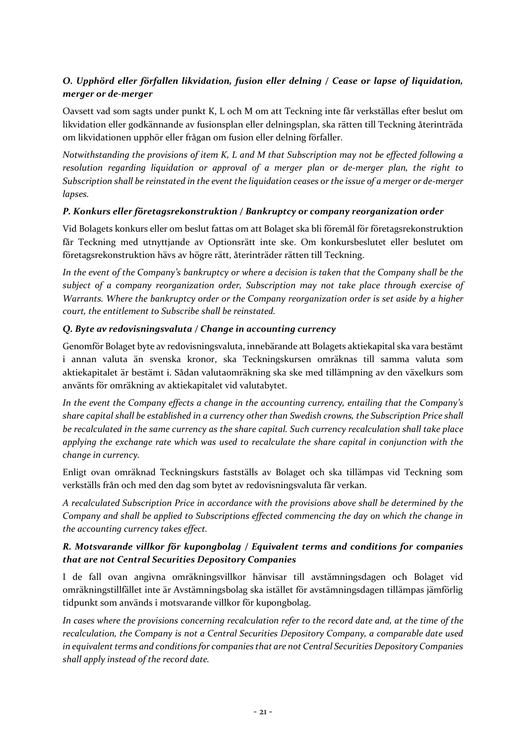### *O. Upphörd eller förfallen likvidation, fusion eller delning / Cease or lapse of liquidation, merger or de-merger*

Oavsett vad som sagts under punkt K, L och M om att Teckning inte får verkställas efter beslut om likvidation eller godkännande av fusionsplan eller delningsplan, ska rätten till Teckning återinträda om likvidationen upphör eller frågan om fusion eller delning förfaller.

*Notwithstanding the provisions of item K, L and M that Subscription may not be effected following a resolution regarding liquidation or approval of a merger plan or de-merger plan, the right to Subscription shall be reinstated in the event the liquidation ceases or the issue of a merger or de-merger lapses.*

### *P. Konkurs eller företagsrekonstruktion / Bankruptcy or company reorganization order*

Vid Bolagets konkurs eller om beslut fattas om att Bolaget ska bli föremål för företagsrekonstruktion får Teckning med utnyttjande av Optionsrätt inte ske. Om konkursbeslutet eller beslutet om företagsrekonstruktion hävs av högre rätt, återinträder rätten till Teckning.

*In the event of the Company's bankruptcy or where a decision is taken that the Company shall be the subject of a company reorganization order, Subscription may not take place through exercise of Warrants. Where the bankruptcy order or the Company reorganization order is set aside by a higher court, the entitlement to Subscribe shall be reinstated.*

### *Q. Byte av redovisningsvaluta / Change in accounting currency*

Genomför Bolaget byte av redovisningsvaluta, innebärande att Bolagets aktiekapital ska vara bestämt i annan valuta än svenska kronor, ska Teckningskursen omräknas till samma valuta som aktiekapitalet är bestämt i. Sådan valutaomräkning ska ske med tillämpning av den växelkurs som använts för omräkning av aktiekapitalet vid valutabytet.

*In the event the Company effects a change in the accounting currency, entailing that the Company's share capital shall be established in a currency other than Swedish crowns, the Subscription Price shall be recalculated in the same currency as the share capital. Such currency recalculation shall take place applying the exchange rate which was used to recalculate the share capital in conjunction with the change in currency.*

Enligt ovan omräknad Teckningskurs fastställs av Bolaget och ska tillämpas vid Teckning som verkställs från och med den dag som bytet av redovisningsvaluta får verkan.

*A recalculated Subscription Price in accordance with the provisions above shall be determined by the Company and shall be applied to Subscriptions effected commencing the day on which the change in the accounting currency takes effect.*

### *R. Motsvarande villkor för kupongbolag / Equivalent terms and conditions for companies that are not Central Securities Depository Companies*

I de fall ovan angivna omräkningsvillkor hänvisar till avstämningsdagen och Bolaget vid omräkningstillfället inte är Avstämningsbolag ska istället för avstämningsdagen tillämpas jämförlig tidpunkt som används i motsvarande villkor för kupongbolag.

*In cases where the provisions concerning recalculation refer to the record date and, at the time of the recalculation, the Company is not a Central Securities Depository Company, a comparable date used in equivalent terms and conditions for companies that are not Central Securities Depository Companies shall apply instead of the record date.*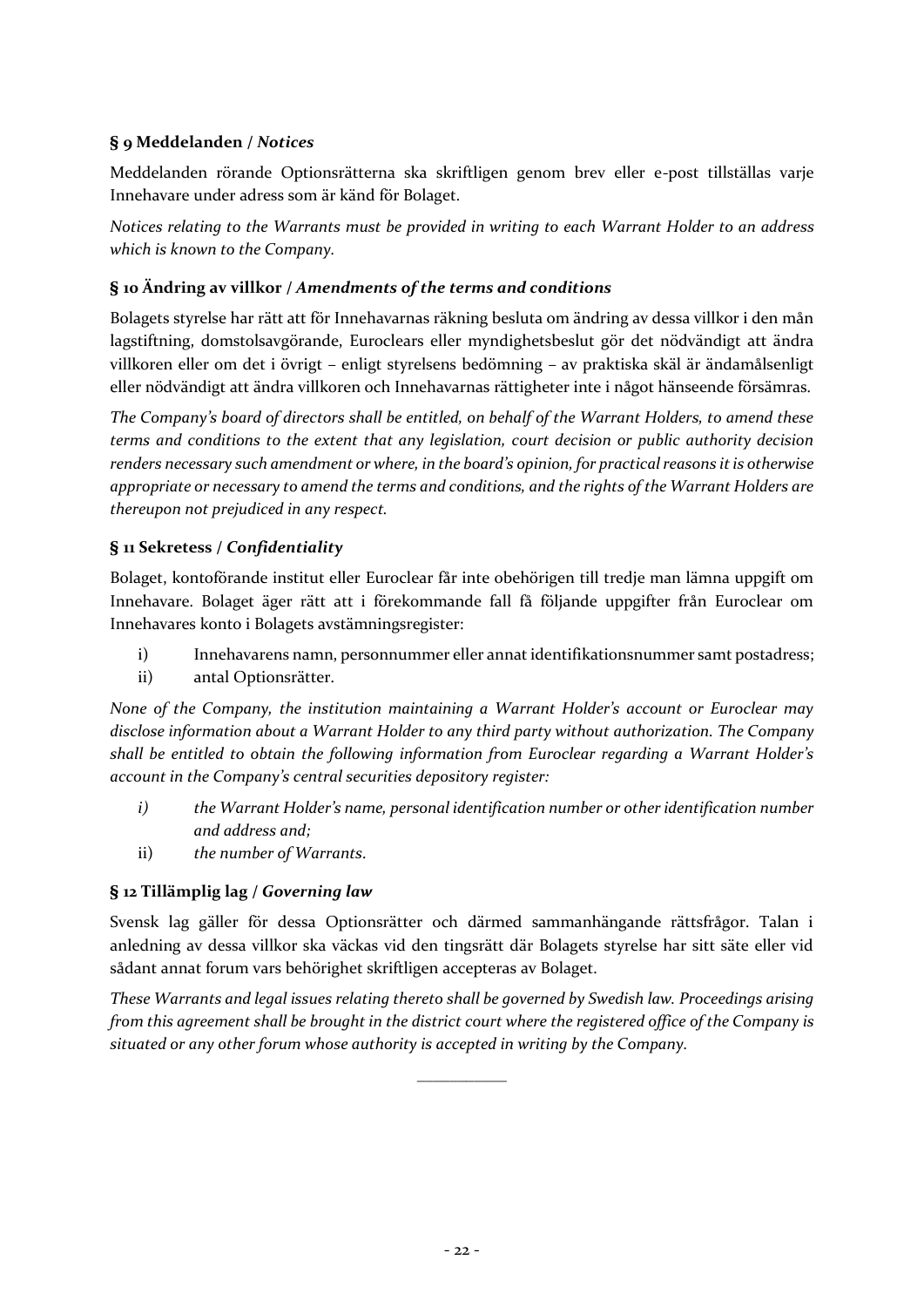### § 9 Meddelanden / *Notices*

Meddelanden rörande Optionsrätterna ska skriftligen genom brev eller e-post tillställas varje Innehavare under adress som är känd för Bolaget.

*Notices relating to the Warrants must be provided in writing to each Warrant Holder to an address which is known to the Company.*

### § 10 Ändring av villkor / *Amendments of the terms and conditions*

Bolagets styrelse har rätt att för Innehavarnas räkning besluta om ändring av dessa villkor i den mån lagstiftning, domstolsavgörande, Euroclears eller myndighetsbeslut gör det nödvändigt att ändra villkoren eller om det i övrigt – enligt styrelsens bedömning – av praktiska skäl är ändamålsenligt eller nödvändigt att ändra villkoren och Innehavarnas rättigheter inte i något hänseende försämras.

*The Company's board of directors shall be entitled, on behalf of the Warrant Holders, to amend these terms and conditions to the extent that any legislation, court decision or public authority decision renders necessary such amendment or where, in the board's opinion, for practical reasons it is otherwise appropriate or necessary to amend the terms and conditions, and the rights of the Warrant Holders are thereupon not prejudiced in any respect.*

### § 11 Sekretess / *Confidentiality*

Bolaget, kontoförande institut eller Euroclear får inte obehörigen till tredje man lämna uppgift om Innehavare. Bolaget äger rätt att i förekommande fall få följande uppgifter från Euroclear om Innehavares konto i Bolagets avstämningsregister:

i) Innehavarens namn, personnummer eller annat identifikationsnummer samt postadress;
ii) antal Optionsrätter.

*None of the Company, the institution maintaining a Warrant Holder's account or Euroclear may disclose information about a Warrant Holder to any third party without authorization. The Company shall be entitled to obtain the following information from Euroclear regarding a Warrant Holder's account in the Company's central securities depository register:*

*i) the Warrant Holder's name, personal identification number or other identification number and address and;*
*ii) the number of Warrants.*

### § 12 Tillämplig lag / *Governing law*

Svensk lag gäller för dessa Optionsrätter och därmed sammanhängande rättsfrågor. Talan i anledning av dessa villkor ska väckas vid den tingsrätt där Bolagets styrelse har sitt säte eller vid sådant annat forum vars behörighet skriftligen accepteras av Bolaget.

*These Warrants and legal issues relating thereto shall be governed by Swedish law. Proceedings arising from this agreement shall be brought in the district court where the registered office of the Company is situated or any other forum whose authority is accepted in writing by the Company.*

\_\_\_\_\_\_\_\_\_\_\_